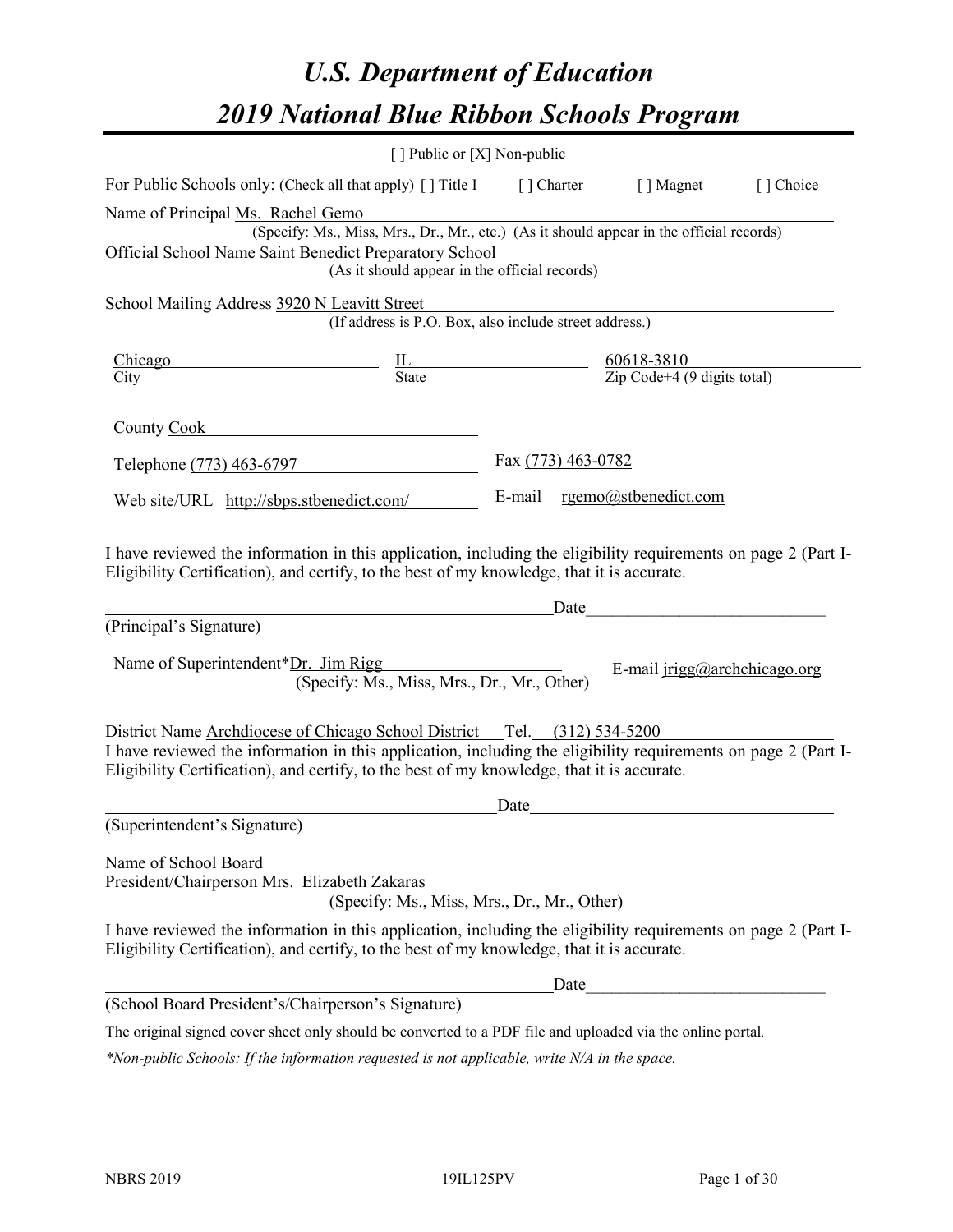# U.S. Department of Education
# 2019 National Blue Ribbon Schools Program

[ ] Public or [X] Non-public

For Public Schools only: (Check all that apply) [ ] Title I [ ] Charter [ ] Magnet [ ] Choice

Name of Principal Ms. Rachel Gemo
(Specify: Ms., Miss, Mrs., Dr., Mr., etc.) (As it should appear in the official records)

Official School Name Saint Benedict Preparatory School
(As it should appear in the official records)

School Mailing Address 3920 N Leavitt Street
(If address is P.O. Box, also include street address.)

| Chicago | IL | 60618-3810 |
|---|---|---|
| City | State | Zip Code+4 (9 digits total) |

County Cook

Telephone (773) 463-6797    Fax (773) 463-0782

Web site/URL http://sbps.stbenedict.com/    E-mail rgemo@stbenedict.com

I have reviewed the information in this application, including the eligibility requirements on page 2 (Part I-Eligibility Certification), and certify, to the best of my knowledge, that it is accurate.

_______________________________ Date_______________

(Principal's Signature)

Name of Superintendent*Dr. Jim Rigg    E-mail jrigg@archchicago.org
(Specify: Ms., Miss, Mrs., Dr., Mr., Other)

District Name Archdiocese of Chicago School District Tel. (312) 534-5200

I have reviewed the information in this application, including the eligibility requirements on page 2 (Part I-Eligibility Certification), and certify, to the best of my knowledge, that it is accurate.

_______________________________ Date_______________

(Superintendent's Signature)

Name of School Board
President/Chairperson Mrs. Elizabeth Zakaras
(Specify: Ms., Miss, Mrs., Dr., Mr., Other)

I have reviewed the information in this application, including the eligibility requirements on page 2 (Part I-Eligibility Certification), and certify, to the best of my knowledge, that it is accurate.

_______________________________ Date_______________

(School Board President's/Chairperson's Signature)

The original signed cover sheet only should be converted to a PDF file and uploaded via the online portal.

*\*Non-public Schools: If the information requested is not applicable, write N/A in the space.*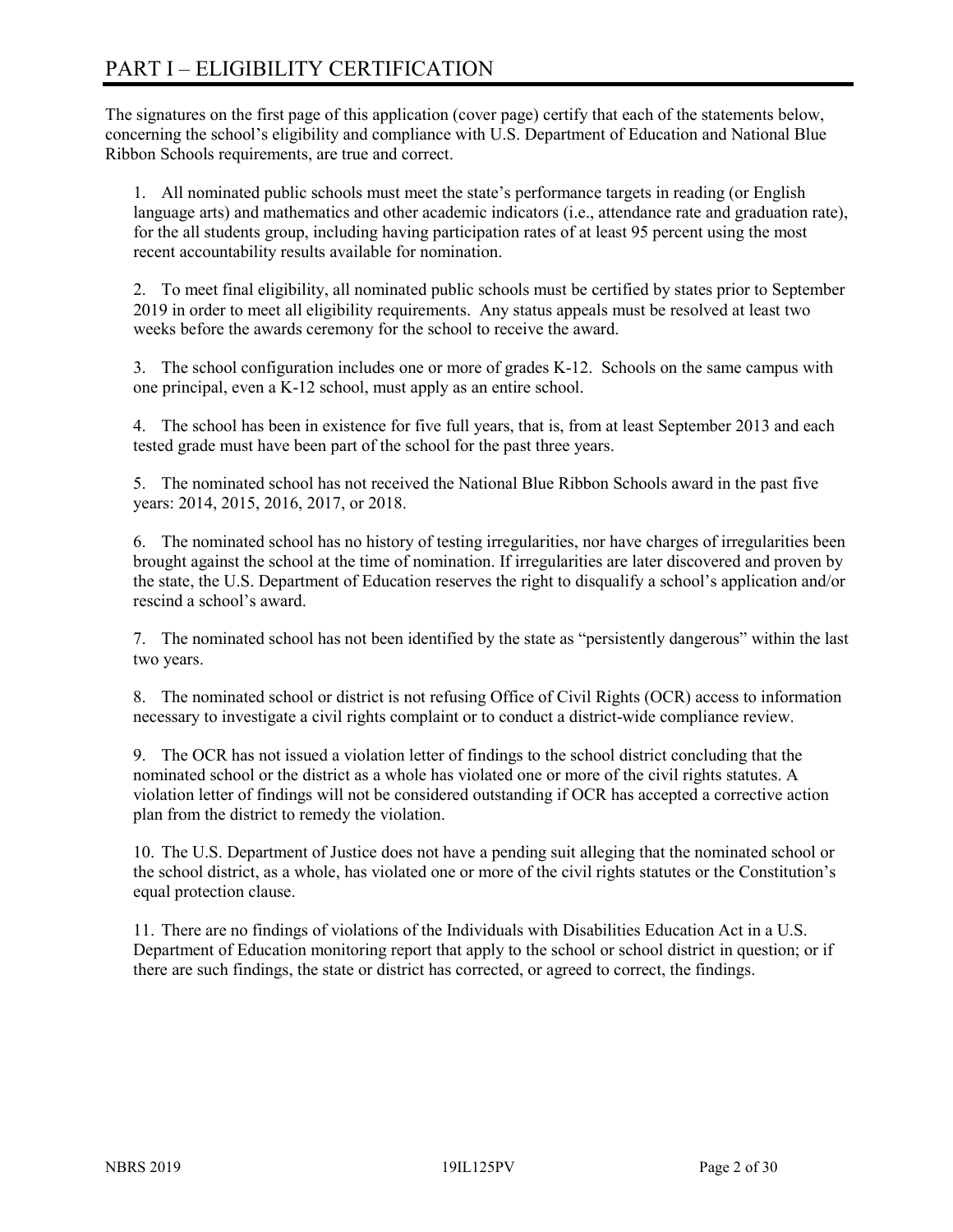# PART I – ELIGIBILITY CERTIFICATION

The signatures on the first page of this application (cover page) certify that each of the statements below, concerning the school's eligibility and compliance with U.S. Department of Education and National Blue Ribbon Schools requirements, are true and correct.

1. All nominated public schools must meet the state's performance targets in reading (or English language arts) and mathematics and other academic indicators (i.e., attendance rate and graduation rate), for the all students group, including having participation rates of at least 95 percent using the most recent accountability results available for nomination.

2. To meet final eligibility, all nominated public schools must be certified by states prior to September 2019 in order to meet all eligibility requirements. Any status appeals must be resolved at least two weeks before the awards ceremony for the school to receive the award.

3. The school configuration includes one or more of grades K-12. Schools on the same campus with one principal, even a K-12 school, must apply as an entire school.

4. The school has been in existence for five full years, that is, from at least September 2013 and each tested grade must have been part of the school for the past three years.

5. The nominated school has not received the National Blue Ribbon Schools award in the past five years: 2014, 2015, 2016, 2017, or 2018.

6. The nominated school has no history of testing irregularities, nor have charges of irregularities been brought against the school at the time of nomination. If irregularities are later discovered and proven by the state, the U.S. Department of Education reserves the right to disqualify a school's application and/or rescind a school's award.

7. The nominated school has not been identified by the state as "persistently dangerous" within the last two years.

8. The nominated school or district is not refusing Office of Civil Rights (OCR) access to information necessary to investigate a civil rights complaint or to conduct a district-wide compliance review.

9. The OCR has not issued a violation letter of findings to the school district concluding that the nominated school or the district as a whole has violated one or more of the civil rights statutes. A violation letter of findings will not be considered outstanding if OCR has accepted a corrective action plan from the district to remedy the violation.

10. The U.S. Department of Justice does not have a pending suit alleging that the nominated school or the school district, as a whole, has violated one or more of the civil rights statutes or the Constitution's equal protection clause.

11. There are no findings of violations of the Individuals with Disabilities Education Act in a U.S. Department of Education monitoring report that apply to the school or school district in question; or if there are such findings, the state or district has corrected, or agreed to correct, the findings.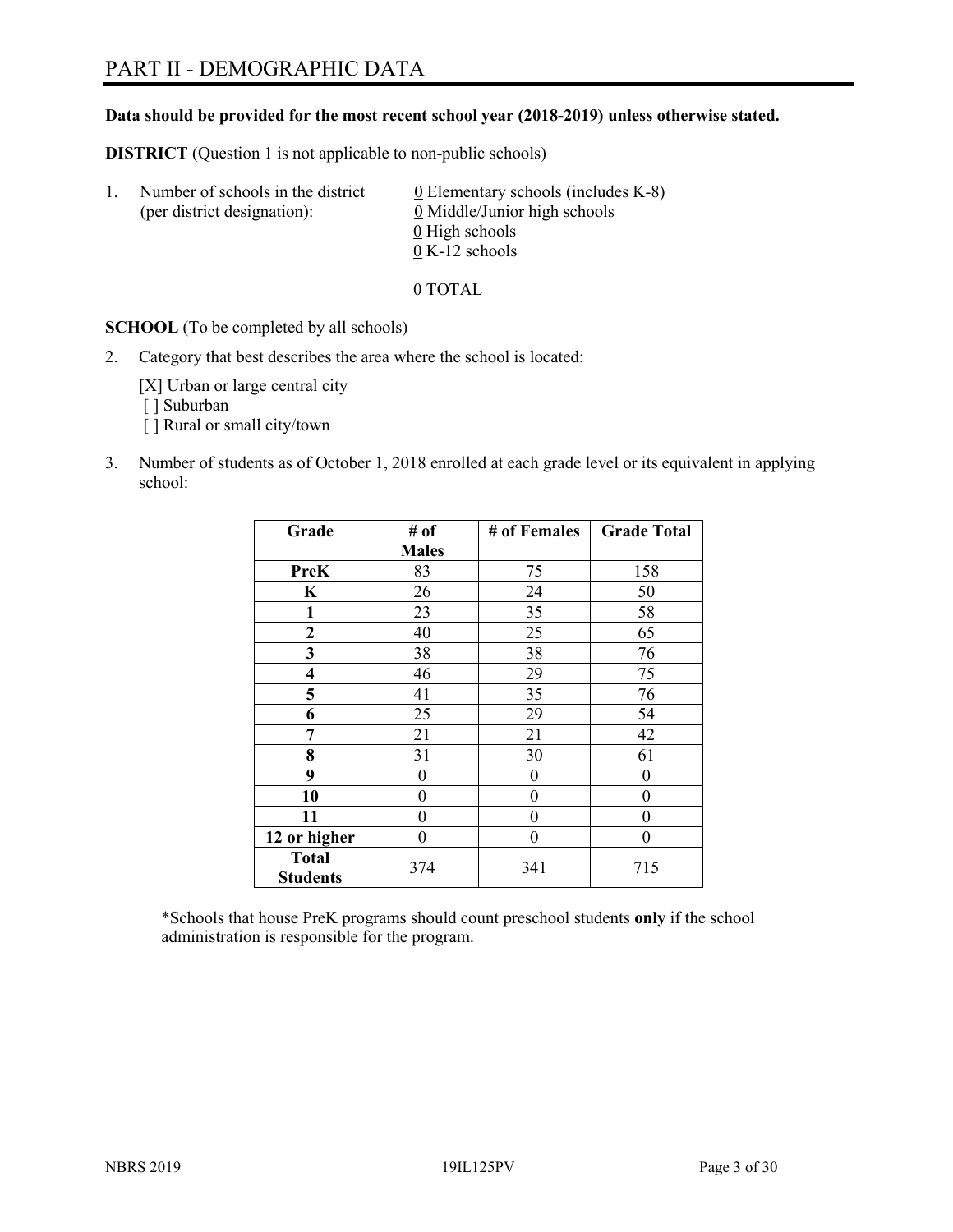# PART II - DEMOGRAPHIC DATA

**Data should be provided for the most recent school year (2018-2019) unless otherwise stated.**

**DISTRICT** (Question 1 is not applicable to non-public schools)

1. Number of schools in the district (per district designation):
   0 Elementary schools (includes K-8)
   0 Middle/Junior high schools
   0 High schools
   0 K-12 schools

   0 TOTAL

**SCHOOL** (To be completed by all schools)

2. Category that best describes the area where the school is located:

   [X] Urban or large central city
   [ ] Suburban
   [ ] Rural or small city/town

3. Number of students as of October 1, 2018 enrolled at each grade level or its equivalent in applying school:

| Grade | # of Males | # of Females | Grade Total |
|---|---|---|---|
| **PreK** | 83 | 75 | 158 |
| **K** | 26 | 24 | 50 |
| **1** | 23 | 35 | 58 |
| **2** | 40 | 25 | 65 |
| **3** | 38 | 38 | 76 |
| **4** | 46 | 29 | 75 |
| **5** | 41 | 35 | 76 |
| **6** | 25 | 29 | 54 |
| **7** | 21 | 21 | 42 |
| **8** | 31 | 30 | 61 |
| **9** | 0 | 0 | 0 |
| **10** | 0 | 0 | 0 |
| **11** | 0 | 0 | 0 |
| **12 or higher** | 0 | 0 | 0 |
| **Total Students** | 374 | 341 | 715 |

*Schools that house PreK programs should count preschool students **only** if the school administration is responsible for the program.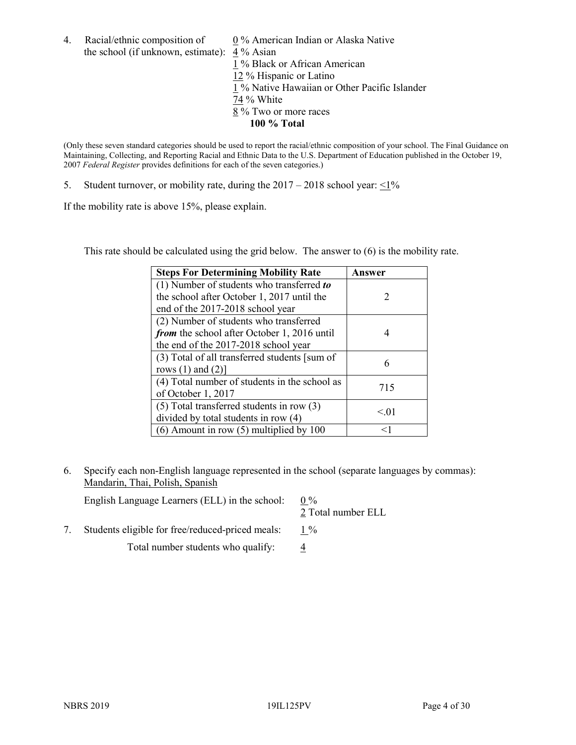4. Racial/ethnic composition of the school (if unknown, estimate):

0 % American Indian or Alaska Native
4 % Asian
1 % Black or African American
12 % Hispanic or Latino
1 % Native Hawaiian or Other Pacific Islander
74 % White
8 % Two or more races
**100 % Total**

(Only these seven standard categories should be used to report the racial/ethnic composition of your school. The Final Guidance on Maintaining, Collecting, and Reporting Racial and Ethnic Data to the U.S. Department of Education published in the October 19, 2007 *Federal Register* provides definitions for each of the seven categories.)

5. Student turnover, or mobility rate, during the 2017 – 2018 school year: <1%

If the mobility rate is above 15%, please explain.

This rate should be calculated using the grid below. The answer to (6) is the mobility rate.

| **Steps For Determining Mobility Rate** | **Answer** |
| --- | --- |
| (1) Number of students who transferred ***to*** the school after October 1, 2017 until the end of the 2017-2018 school year | 2 |
| (2) Number of students who transferred ***from*** the school after October 1, 2016 until the end of the 2017-2018 school year | 4 |
| (3) Total of all transferred students [sum of rows (1) and (2)] | 6 |
| (4) Total number of students in the school as of October 1, 2017 | 715 |
| (5) Total transferred students in row (3) divided by total students in row (4) | <.01 |
| (6) Amount in row (5) multiplied by 100 | <1 |

6. Specify each non-English language represented in the school (separate languages by commas): Mandarin, Thai, Polish, Spanish

English Language Learners (ELL) in the school: 0 %
2 Total number ELL

7. Students eligible for free/reduced-priced meals: 1 %

Total number students who qualify: 4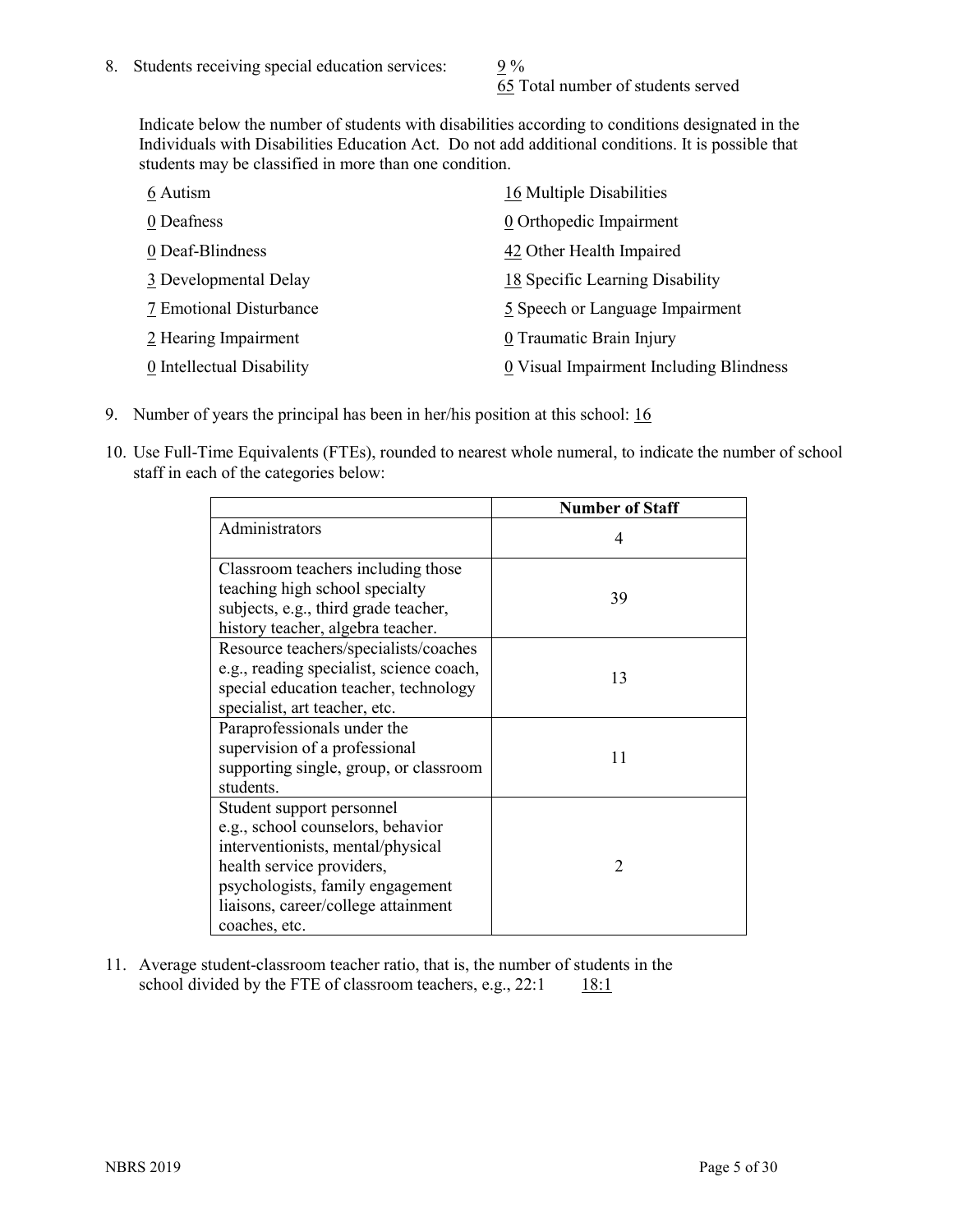8. Students receiving special education services: 9 %
   65 Total number of students served

   Indicate below the number of students with disabilities according to conditions designated in the Individuals with Disabilities Education Act. Do not add additional conditions. It is possible that students may be classified in more than one condition.

   6 Autism
   0 Deafness
   0 Deaf-Blindness
   3 Developmental Delay
   7 Emotional Disturbance
   2 Hearing Impairment
   0 Intellectual Disability
   16 Multiple Disabilities
   0 Orthopedic Impairment
   42 Other Health Impaired
   18 Specific Learning Disability
   5 Speech or Language Impairment
   0 Traumatic Brain Injury
   0 Visual Impairment Including Blindness

9. Number of years the principal has been in her/his position at this school: 16

10. Use Full-Time Equivalents (FTEs), rounded to nearest whole numeral, to indicate the number of school staff in each of the categories below:

| | Number of Staff |
|---|---|
| Administrators | 4 |
| Classroom teachers including those teaching high school specialty subjects, e.g., third grade teacher, history teacher, algebra teacher. | 39 |
| Resource teachers/specialists/coaches e.g., reading specialist, science coach, special education teacher, technology specialist, art teacher, etc. | 13 |
| Paraprofessionals under the supervision of a professional supporting single, group, or classroom students. | 11 |
| Student support personnel e.g., school counselors, behavior interventionists, mental/physical health service providers, psychologists, family engagement liaisons, career/college attainment coaches, etc. | 2 |

11. Average student-classroom teacher ratio, that is, the number of students in the school divided by the FTE of classroom teachers, e.g., 22:1 18:1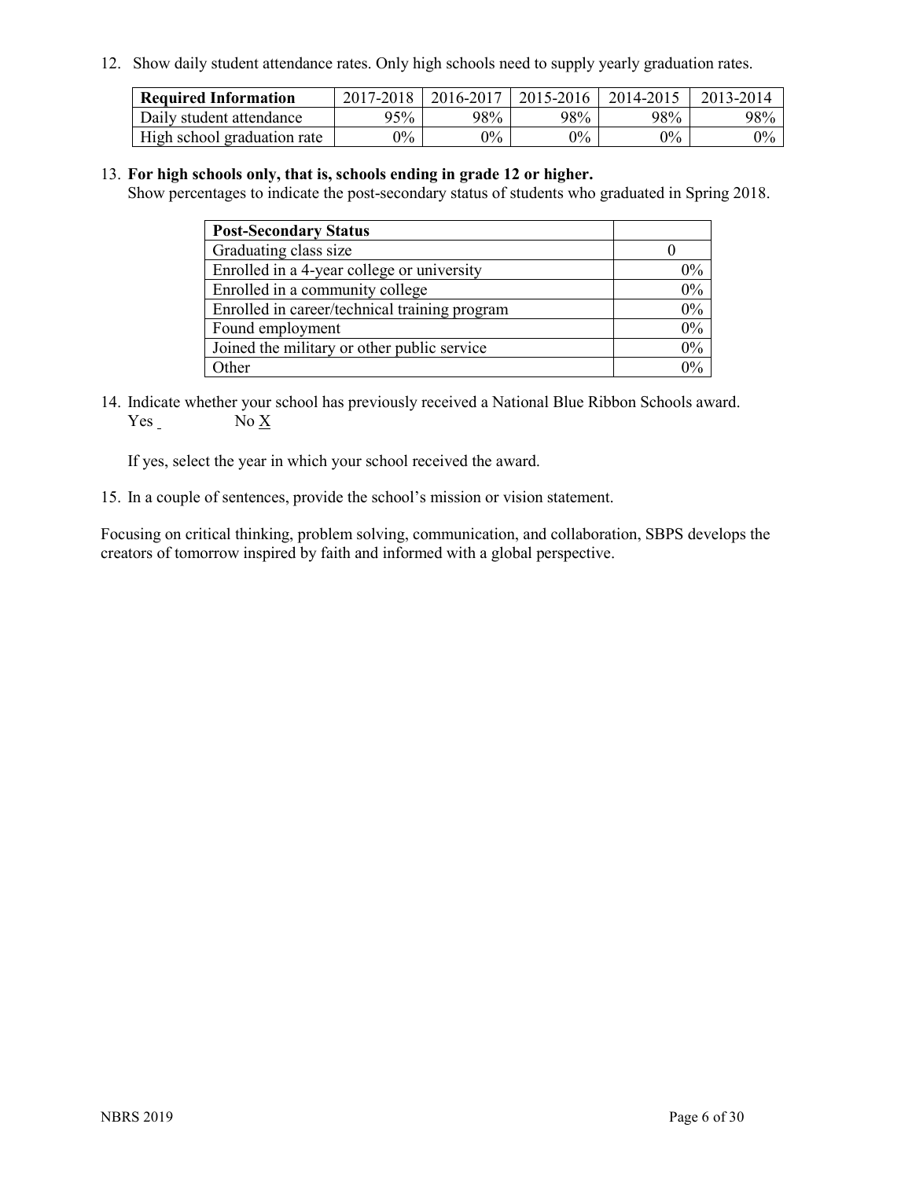12. Show daily student attendance rates. Only high schools need to supply yearly graduation rates.

| Required Information | 2017-2018 | 2016-2017 | 2015-2016 | 2014-2015 | 2013-2014 |
|---|---|---|---|---|---|
| Daily student attendance | 95% | 98% | 98% | 98% | 98% |
| High school graduation rate | 0% | 0% | 0% | 0% | 0% |

13. **For high schools only, that is, schools ending in grade 12 or higher.**
Show percentages to indicate the post-secondary status of students who graduated in Spring 2018.

| Post-Secondary Status | |
|---|---|
| Graduating class size | 0 |
| Enrolled in a 4-year college or university | 0% |
| Enrolled in a community college | 0% |
| Enrolled in career/technical training program | 0% |
| Found employment | 0% |
| Joined the military or other public service | 0% |
| Other | 0% |

14. Indicate whether your school has previously received a National Blue Ribbon Schools award.
Yes _ No X

If yes, select the year in which your school received the award.

15. In a couple of sentences, provide the school's mission or vision statement.

Focusing on critical thinking, problem solving, communication, and collaboration, SBPS develops the creators of tomorrow inspired by faith and informed with a global perspective.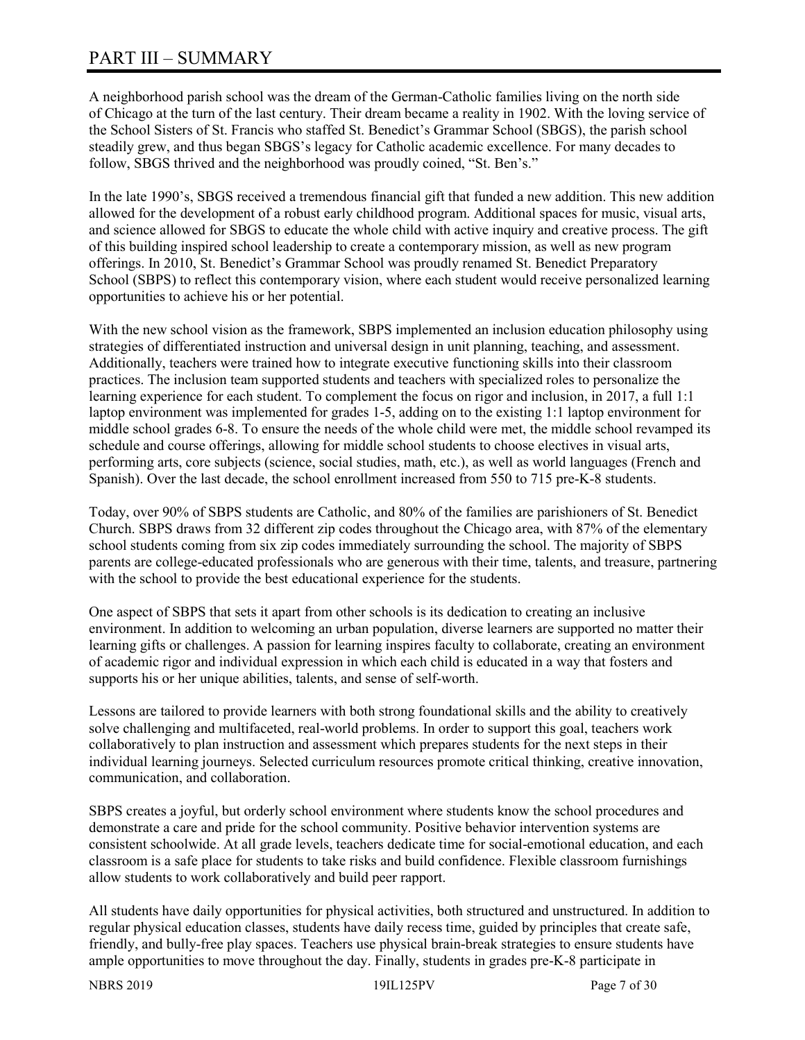# PART III – SUMMARY

A neighborhood parish school was the dream of the German-Catholic families living on the north side of Chicago at the turn of the last century. Their dream became a reality in 1902. With the loving service of the School Sisters of St. Francis who staffed St. Benedict's Grammar School (SBGS), the parish school steadily grew, and thus began SBGS's legacy for Catholic academic excellence. For many decades to follow, SBGS thrived and the neighborhood was proudly coined, "St. Ben's."

In the late 1990's, SBGS received a tremendous financial gift that funded a new addition. This new addition allowed for the development of a robust early childhood program. Additional spaces for music, visual arts, and science allowed for SBGS to educate the whole child with active inquiry and creative process. The gift of this building inspired school leadership to create a contemporary mission, as well as new program offerings. In 2010, St. Benedict's Grammar School was proudly renamed St. Benedict Preparatory School (SBPS) to reflect this contemporary vision, where each student would receive personalized learning opportunities to achieve his or her potential.

With the new school vision as the framework, SBPS implemented an inclusion education philosophy using strategies of differentiated instruction and universal design in unit planning, teaching, and assessment. Additionally, teachers were trained how to integrate executive functioning skills into their classroom practices. The inclusion team supported students and teachers with specialized roles to personalize the learning experience for each student. To complement the focus on rigor and inclusion, in 2017, a full 1:1 laptop environment was implemented for grades 1-5, adding on to the existing 1:1 laptop environment for middle school grades 6-8. To ensure the needs of the whole child were met, the middle school revamped its schedule and course offerings, allowing for middle school students to choose electives in visual arts, performing arts, core subjects (science, social studies, math, etc.), as well as world languages (French and Spanish). Over the last decade, the school enrollment increased from 550 to 715 pre-K-8 students.

Today, over 90% of SBPS students are Catholic, and 80% of the families are parishioners of St. Benedict Church. SBPS draws from 32 different zip codes throughout the Chicago area, with 87% of the elementary school students coming from six zip codes immediately surrounding the school. The majority of SBPS parents are college-educated professionals who are generous with their time, talents, and treasure, partnering with the school to provide the best educational experience for the students.

One aspect of SBPS that sets it apart from other schools is its dedication to creating an inclusive environment. In addition to welcoming an urban population, diverse learners are supported no matter their learning gifts or challenges. A passion for learning inspires faculty to collaborate, creating an environment of academic rigor and individual expression in which each child is educated in a way that fosters and supports his or her unique abilities, talents, and sense of self-worth.

Lessons are tailored to provide learners with both strong foundational skills and the ability to creatively solve challenging and multifaceted, real-world problems. In order to support this goal, teachers work collaboratively to plan instruction and assessment which prepares students for the next steps in their individual learning journeys. Selected curriculum resources promote critical thinking, creative innovation, communication, and collaboration.

SBPS creates a joyful, but orderly school environment where students know the school procedures and demonstrate a care and pride for the school community. Positive behavior intervention systems are consistent schoolwide. At all grade levels, teachers dedicate time for social-emotional education, and each classroom is a safe place for students to take risks and build confidence. Flexible classroom furnishings allow students to work collaboratively and build peer rapport.

All students have daily opportunities for physical activities, both structured and unstructured. In addition to regular physical education classes, students have daily recess time, guided by principles that create safe, friendly, and bully-free play spaces. Teachers use physical brain-break strategies to ensure students have ample opportunities to move throughout the day. Finally, students in grades pre-K-8 participate in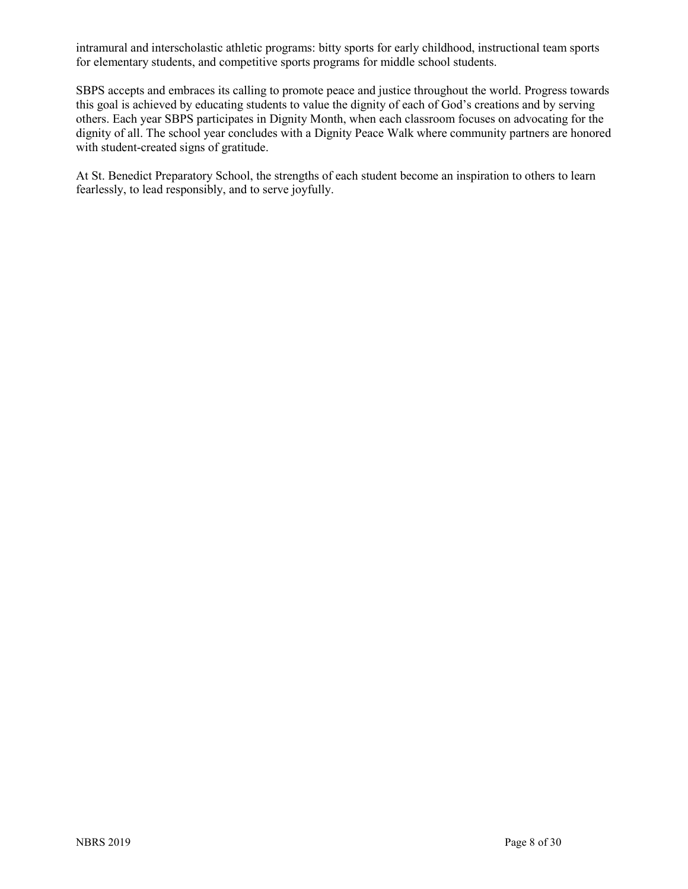intramural and interscholastic athletic programs: bitty sports for early childhood, instructional team sports for elementary students, and competitive sports programs for middle school students.

SBPS accepts and embraces its calling to promote peace and justice throughout the world. Progress towards this goal is achieved by educating students to value the dignity of each of God's creations and by serving others. Each year SBPS participates in Dignity Month, when each classroom focuses on advocating for the dignity of all. The school year concludes with a Dignity Peace Walk where community partners are honored with student-created signs of gratitude.

At St. Benedict Preparatory School, the strengths of each student become an inspiration to others to learn fearlessly, to lead responsibly, and to serve joyfully.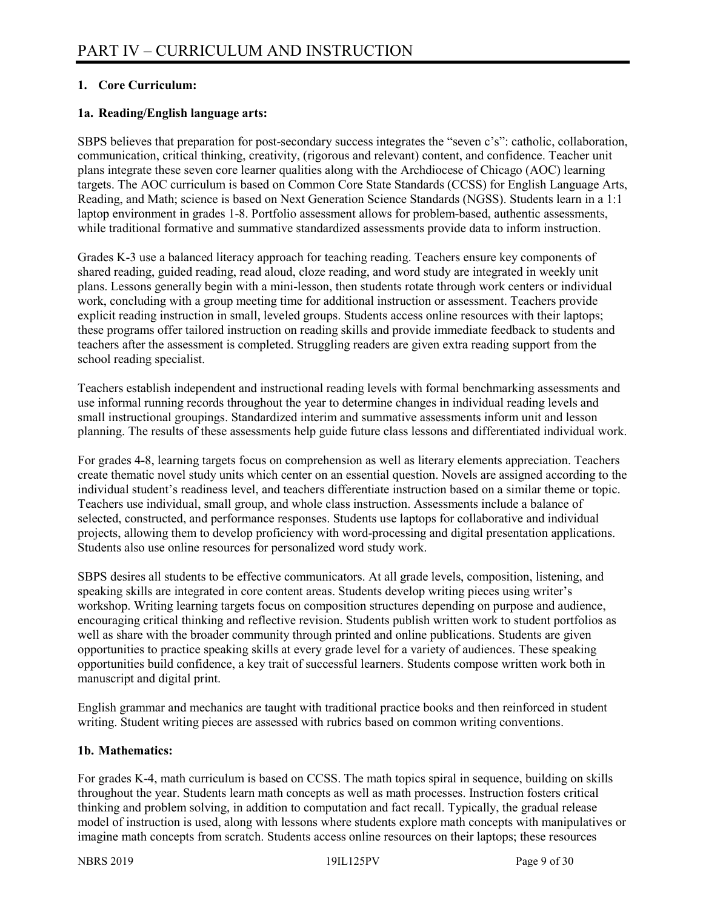# PART IV – CURRICULUM AND INSTRUCTION

**1. Core Curriculum:**

**1a. Reading/English language arts:**

SBPS believes that preparation for post-secondary success integrates the "seven c's": catholic, collaboration, communication, critical thinking, creativity, (rigorous and relevant) content, and confidence. Teacher unit plans integrate these seven core learner qualities along with the Archdiocese of Chicago (AOC) learning targets. The AOC curriculum is based on Common Core State Standards (CCSS) for English Language Arts, Reading, and Math; science is based on Next Generation Science Standards (NGSS). Students learn in a 1:1 laptop environment in grades 1-8. Portfolio assessment allows for problem-based, authentic assessments, while traditional formative and summative standardized assessments provide data to inform instruction.

Grades K-3 use a balanced literacy approach for teaching reading. Teachers ensure key components of shared reading, guided reading, read aloud, cloze reading, and word study are integrated in weekly unit plans. Lessons generally begin with a mini-lesson, then students rotate through work centers or individual work, concluding with a group meeting time for additional instruction or assessment. Teachers provide explicit reading instruction in small, leveled groups. Students access online resources with their laptops; these programs offer tailored instruction on reading skills and provide immediate feedback to students and teachers after the assessment is completed. Struggling readers are given extra reading support from the school reading specialist.

Teachers establish independent and instructional reading levels with formal benchmarking assessments and use informal running records throughout the year to determine changes in individual reading levels and small instructional groupings. Standardized interim and summative assessments inform unit and lesson planning. The results of these assessments help guide future class lessons and differentiated individual work.

For grades 4-8, learning targets focus on comprehension as well as literary elements appreciation. Teachers create thematic novel study units which center on an essential question. Novels are assigned according to the individual student's readiness level, and teachers differentiate instruction based on a similar theme or topic. Teachers use individual, small group, and whole class instruction. Assessments include a balance of selected, constructed, and performance responses. Students use laptops for collaborative and individual projects, allowing them to develop proficiency with word-processing and digital presentation applications. Students also use online resources for personalized word study work.

SBPS desires all students to be effective communicators. At all grade levels, composition, listening, and speaking skills are integrated in core content areas. Students develop writing pieces using writer's workshop. Writing learning targets focus on composition structures depending on purpose and audience, encouraging critical thinking and reflective revision. Students publish written work to student portfolios as well as share with the broader community through printed and online publications. Students are given opportunities to practice speaking skills at every grade level for a variety of audiences. These speaking opportunities build confidence, a key trait of successful learners. Students compose written work both in manuscript and digital print.

English grammar and mechanics are taught with traditional practice books and then reinforced in student writing. Student writing pieces are assessed with rubrics based on common writing conventions.

**1b. Mathematics:**

For grades K-4, math curriculum is based on CCSS. The math topics spiral in sequence, building on skills throughout the year. Students learn math concepts as well as math processes. Instruction fosters critical thinking and problem solving, in addition to computation and fact recall. Typically, the gradual release model of instruction is used, along with lessons where students explore math concepts with manipulatives or imagine math concepts from scratch. Students access online resources on their laptops; these resources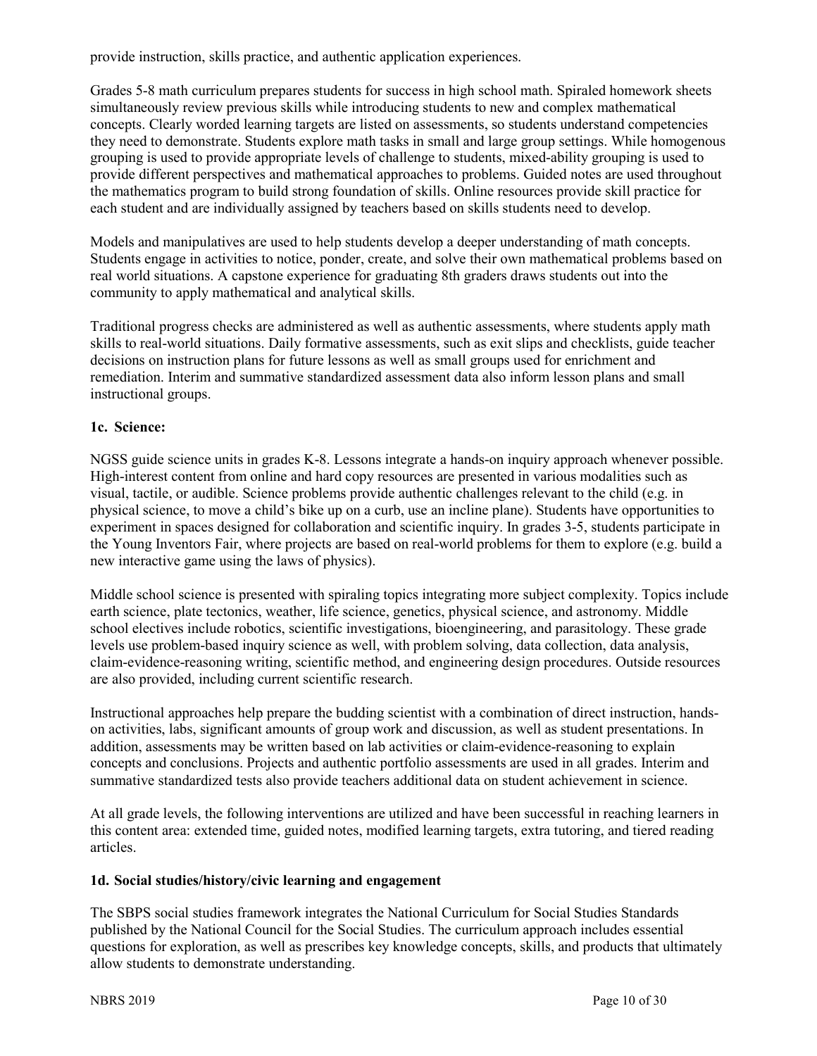provide instruction, skills practice, and authentic application experiences.

Grades 5-8 math curriculum prepares students for success in high school math. Spiraled homework sheets simultaneously review previous skills while introducing students to new and complex mathematical concepts. Clearly worded learning targets are listed on assessments, so students understand competencies they need to demonstrate. Students explore math tasks in small and large group settings. While homogenous grouping is used to provide appropriate levels of challenge to students, mixed-ability grouping is used to provide different perspectives and mathematical approaches to problems. Guided notes are used throughout the mathematics program to build strong foundation of skills. Online resources provide skill practice for each student and are individually assigned by teachers based on skills students need to develop.

Models and manipulatives are used to help students develop a deeper understanding of math concepts. Students engage in activities to notice, ponder, create, and solve their own mathematical problems based on real world situations. A capstone experience for graduating 8th graders draws students out into the community to apply mathematical and analytical skills.

Traditional progress checks are administered as well as authentic assessments, where students apply math skills to real-world situations. Daily formative assessments, such as exit slips and checklists, guide teacher decisions on instruction plans for future lessons as well as small groups used for enrichment and remediation. Interim and summative standardized assessment data also inform lesson plans and small instructional groups.

### 1c. Science:

NGSS guide science units in grades K-8. Lessons integrate a hands-on inquiry approach whenever possible. High-interest content from online and hard copy resources are presented in various modalities such as visual, tactile, or audible. Science problems provide authentic challenges relevant to the child (e.g. in physical science, to move a child's bike up on a curb, use an incline plane). Students have opportunities to experiment in spaces designed for collaboration and scientific inquiry. In grades 3-5, students participate in the Young Inventors Fair, where projects are based on real-world problems for them to explore (e.g. build a new interactive game using the laws of physics).

Middle school science is presented with spiraling topics integrating more subject complexity. Topics include earth science, plate tectonics, weather, life science, genetics, physical science, and astronomy. Middle school electives include robotics, scientific investigations, bioengineering, and parasitology. These grade levels use problem-based inquiry science as well, with problem solving, data collection, data analysis, claim-evidence-reasoning writing, scientific method, and engineering design procedures. Outside resources are also provided, including current scientific research.

Instructional approaches help prepare the budding scientist with a combination of direct instruction, hands-on activities, labs, significant amounts of group work and discussion, as well as student presentations. In addition, assessments may be written based on lab activities or claim-evidence-reasoning to explain concepts and conclusions. Projects and authentic portfolio assessments are used in all grades. Interim and summative standardized tests also provide teachers additional data on student achievement in science.

At all grade levels, the following interventions are utilized and have been successful in reaching learners in this content area: extended time, guided notes, modified learning targets, extra tutoring, and tiered reading articles.

### 1d. Social studies/history/civic learning and engagement

The SBPS social studies framework integrates the National Curriculum for Social Studies Standards published by the National Council for the Social Studies. The curriculum approach includes essential questions for exploration, as well as prescribes key knowledge concepts, skills, and products that ultimately allow students to demonstrate understanding.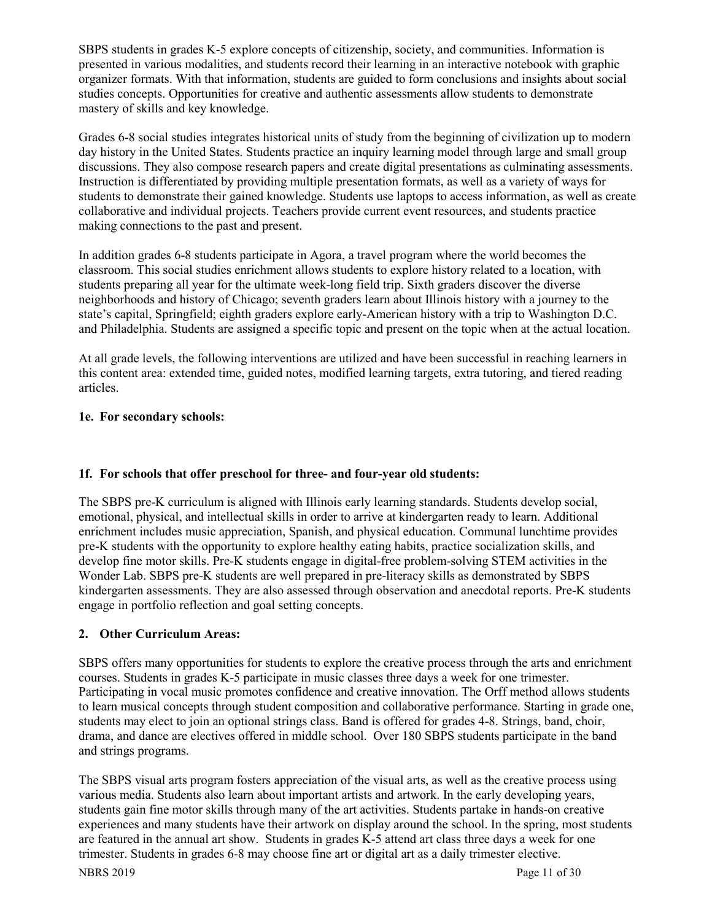SBPS students in grades K-5 explore concepts of citizenship, society, and communities. Information is presented in various modalities, and students record their learning in an interactive notebook with graphic organizer formats. With that information, students are guided to form conclusions and insights about social studies concepts. Opportunities for creative and authentic assessments allow students to demonstrate mastery of skills and key knowledge.

Grades 6-8 social studies integrates historical units of study from the beginning of civilization up to modern day history in the United States. Students practice an inquiry learning model through large and small group discussions. They also compose research papers and create digital presentations as culminating assessments. Instruction is differentiated by providing multiple presentation formats, as well as a variety of ways for students to demonstrate their gained knowledge. Students use laptops to access information, as well as create collaborative and individual projects. Teachers provide current event resources, and students practice making connections to the past and present.

In addition grades 6-8 students participate in Agora, a travel program where the world becomes the classroom. This social studies enrichment allows students to explore history related to a location, with students preparing all year for the ultimate week-long field trip. Sixth graders discover the diverse neighborhoods and history of Chicago; seventh graders learn about Illinois history with a journey to the state's capital, Springfield; eighth graders explore early-American history with a trip to Washington D.C. and Philadelphia. Students are assigned a specific topic and present on the topic when at the actual location.

At all grade levels, the following interventions are utilized and have been successful in reaching learners in this content area: extended time, guided notes, modified learning targets, extra tutoring, and tiered reading articles.

**1e. For secondary schools:**

**1f. For schools that offer preschool for three- and four-year old students:**

The SBPS pre-K curriculum is aligned with Illinois early learning standards. Students develop social, emotional, physical, and intellectual skills in order to arrive at kindergarten ready to learn. Additional enrichment includes music appreciation, Spanish, and physical education. Communal lunchtime provides pre-K students with the opportunity to explore healthy eating habits, practice socialization skills, and develop fine motor skills. Pre-K students engage in digital-free problem-solving STEM activities in the Wonder Lab. SBPS pre-K students are well prepared in pre-literacy skills as demonstrated by SBPS kindergarten assessments. They are also assessed through observation and anecdotal reports. Pre-K students engage in portfolio reflection and goal setting concepts.

**2. Other Curriculum Areas:**

SBPS offers many opportunities for students to explore the creative process through the arts and enrichment courses. Students in grades K-5 participate in music classes three days a week for one trimester. Participating in vocal music promotes confidence and creative innovation. The Orff method allows students to learn musical concepts through student composition and collaborative performance. Starting in grade one, students may elect to join an optional strings class. Band is offered for grades 4-8. Strings, band, choir, drama, and dance are electives offered in middle school. Over 180 SBPS students participate in the band and strings programs.

The SBPS visual arts program fosters appreciation of the visual arts, as well as the creative process using various media. Students also learn about important artists and artwork. In the early developing years, students gain fine motor skills through many of the art activities. Students partake in hands-on creative experiences and many students have their artwork on display around the school. In the spring, most students are featured in the annual art show. Students in grades K-5 attend art class three days a week for one trimester. Students in grades 6-8 may choose fine art or digital art as a daily trimester elective.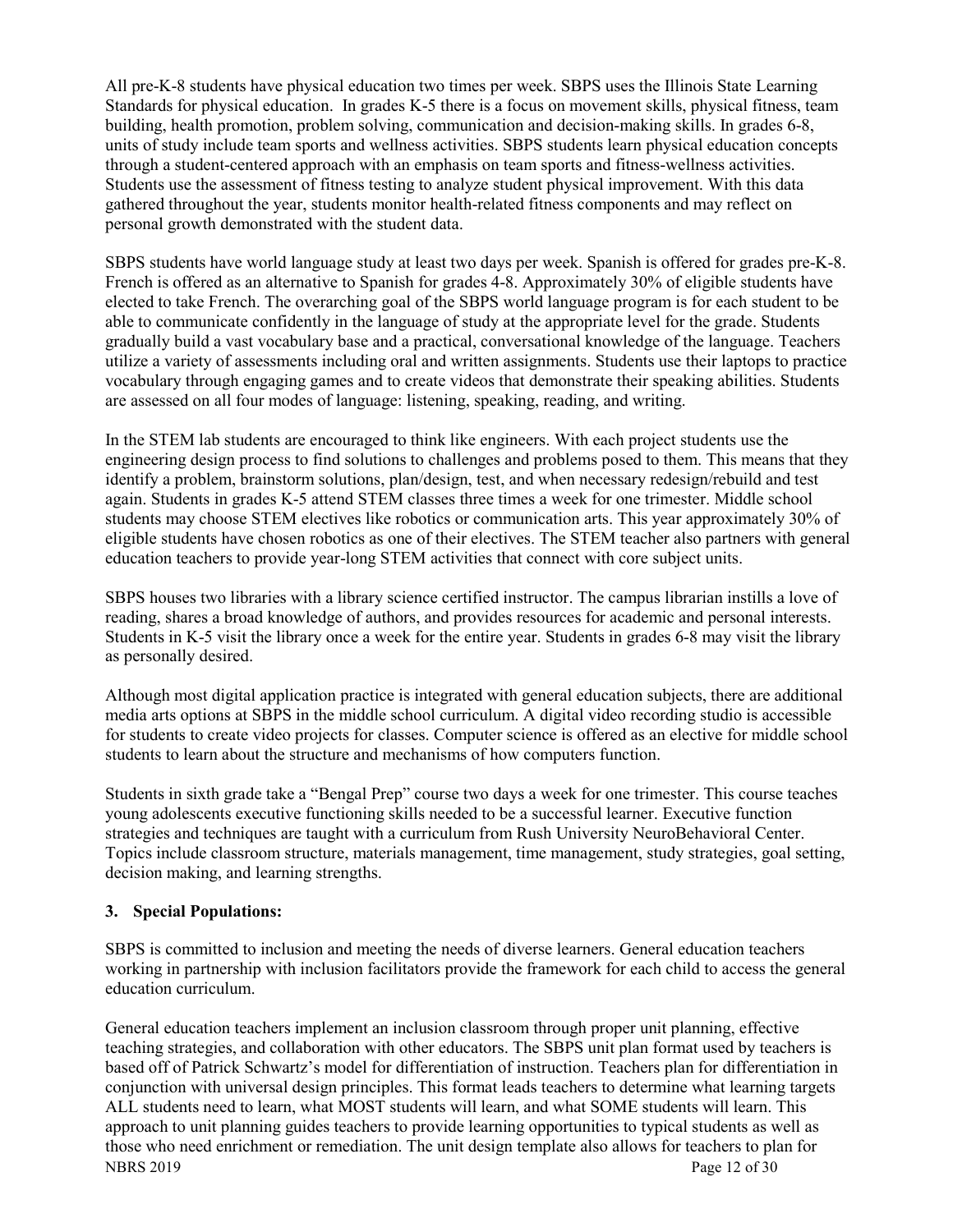All pre-K-8 students have physical education two times per week. SBPS uses the Illinois State Learning Standards for physical education. In grades K-5 there is a focus on movement skills, physical fitness, team building, health promotion, problem solving, communication and decision-making skills. In grades 6-8, units of study include team sports and wellness activities. SBPS students learn physical education concepts through a student-centered approach with an emphasis on team sports and fitness-wellness activities. Students use the assessment of fitness testing to analyze student physical improvement. With this data gathered throughout the year, students monitor health-related fitness components and may reflect on personal growth demonstrated with the student data.

SBPS students have world language study at least two days per week. Spanish is offered for grades pre-K-8. French is offered as an alternative to Spanish for grades 4-8. Approximately 30% of eligible students have elected to take French. The overarching goal of the SBPS world language program is for each student to be able to communicate confidently in the language of study at the appropriate level for the grade. Students gradually build a vast vocabulary base and a practical, conversational knowledge of the language. Teachers utilize a variety of assessments including oral and written assignments. Students use their laptops to practice vocabulary through engaging games and to create videos that demonstrate their speaking abilities. Students are assessed on all four modes of language: listening, speaking, reading, and writing.

In the STEM lab students are encouraged to think like engineers. With each project students use the engineering design process to find solutions to challenges and problems posed to them. This means that they identify a problem, brainstorm solutions, plan/design, test, and when necessary redesign/rebuild and test again. Students in grades K-5 attend STEM classes three times a week for one trimester. Middle school students may choose STEM electives like robotics or communication arts. This year approximately 30% of eligible students have chosen robotics as one of their electives. The STEM teacher also partners with general education teachers to provide year-long STEM activities that connect with core subject units.

SBPS houses two libraries with a library science certified instructor. The campus librarian instills a love of reading, shares a broad knowledge of authors, and provides resources for academic and personal interests. Students in K-5 visit the library once a week for the entire year. Students in grades 6-8 may visit the library as personally desired.

Although most digital application practice is integrated with general education subjects, there are additional media arts options at SBPS in the middle school curriculum. A digital video recording studio is accessible for students to create video projects for classes. Computer science is offered as an elective for middle school students to learn about the structure and mechanisms of how computers function.

Students in sixth grade take a "Bengal Prep" course two days a week for one trimester. This course teaches young adolescents executive functioning skills needed to be a successful learner. Executive function strategies and techniques are taught with a curriculum from Rush University NeuroBehavioral Center. Topics include classroom structure, materials management, time management, study strategies, goal setting, decision making, and learning strengths.

**3. Special Populations:**

SBPS is committed to inclusion and meeting the needs of diverse learners. General education teachers working in partnership with inclusion facilitators provide the framework for each child to access the general education curriculum.

General education teachers implement an inclusion classroom through proper unit planning, effective teaching strategies, and collaboration with other educators. The SBPS unit plan format used by teachers is based off of Patrick Schwartz's model for differentiation of instruction. Teachers plan for differentiation in conjunction with universal design principles. This format leads teachers to determine what learning targets ALL students need to learn, what MOST students will learn, and what SOME students will learn. This approach to unit planning guides teachers to provide learning opportunities to typical students as well as those who need enrichment or remediation. The unit design template also allows for teachers to plan for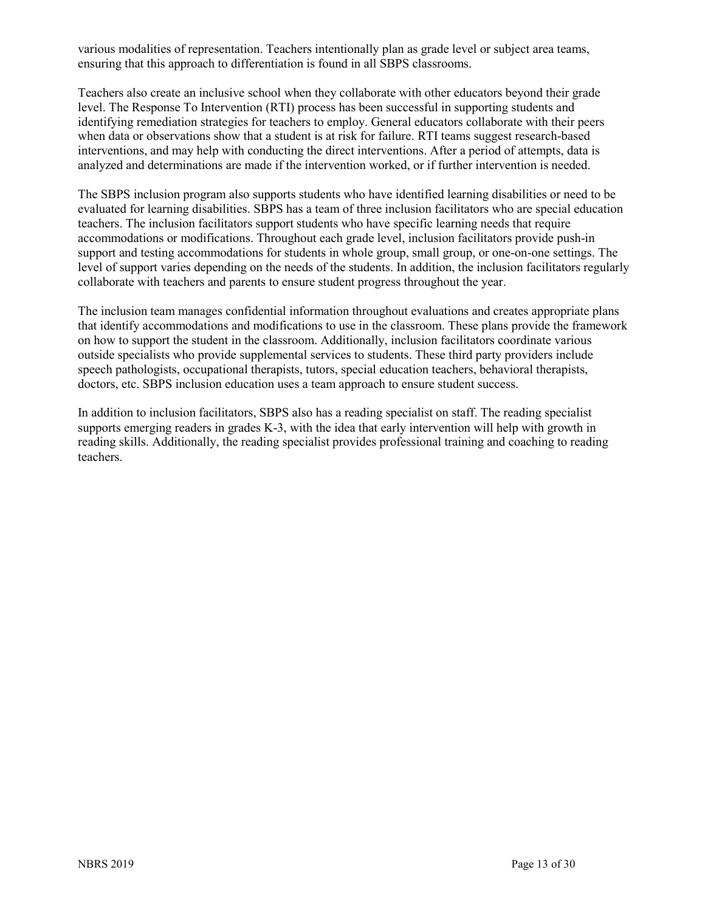various modalities of representation. Teachers intentionally plan as grade level or subject area teams, ensuring that this approach to differentiation is found in all SBPS classrooms.

Teachers also create an inclusive school when they collaborate with other educators beyond their grade level. The Response To Intervention (RTI) process has been successful in supporting students and identifying remediation strategies for teachers to employ. General educators collaborate with their peers when data or observations show that a student is at risk for failure. RTI teams suggest research-based interventions, and may help with conducting the direct interventions. After a period of attempts, data is analyzed and determinations are made if the intervention worked, or if further intervention is needed.

The SBPS inclusion program also supports students who have identified learning disabilities or need to be evaluated for learning disabilities. SBPS has a team of three inclusion facilitators who are special education teachers. The inclusion facilitators support students who have specific learning needs that require accommodations or modifications. Throughout each grade level, inclusion facilitators provide push-in support and testing accommodations for students in whole group, small group, or one-on-one settings. The level of support varies depending on the needs of the students. In addition, the inclusion facilitators regularly collaborate with teachers and parents to ensure student progress throughout the year.

The inclusion team manages confidential information throughout evaluations and creates appropriate plans that identify accommodations and modifications to use in the classroom. These plans provide the framework on how to support the student in the classroom. Additionally, inclusion facilitators coordinate various outside specialists who provide supplemental services to students. These third party providers include speech pathologists, occupational therapists, tutors, special education teachers, behavioral therapists, doctors, etc. SBPS inclusion education uses a team approach to ensure student success.

In addition to inclusion facilitators, SBPS also has a reading specialist on staff. The reading specialist supports emerging readers in grades K-3, with the idea that early intervention will help with growth in reading skills. Additionally, the reading specialist provides professional training and coaching to reading teachers.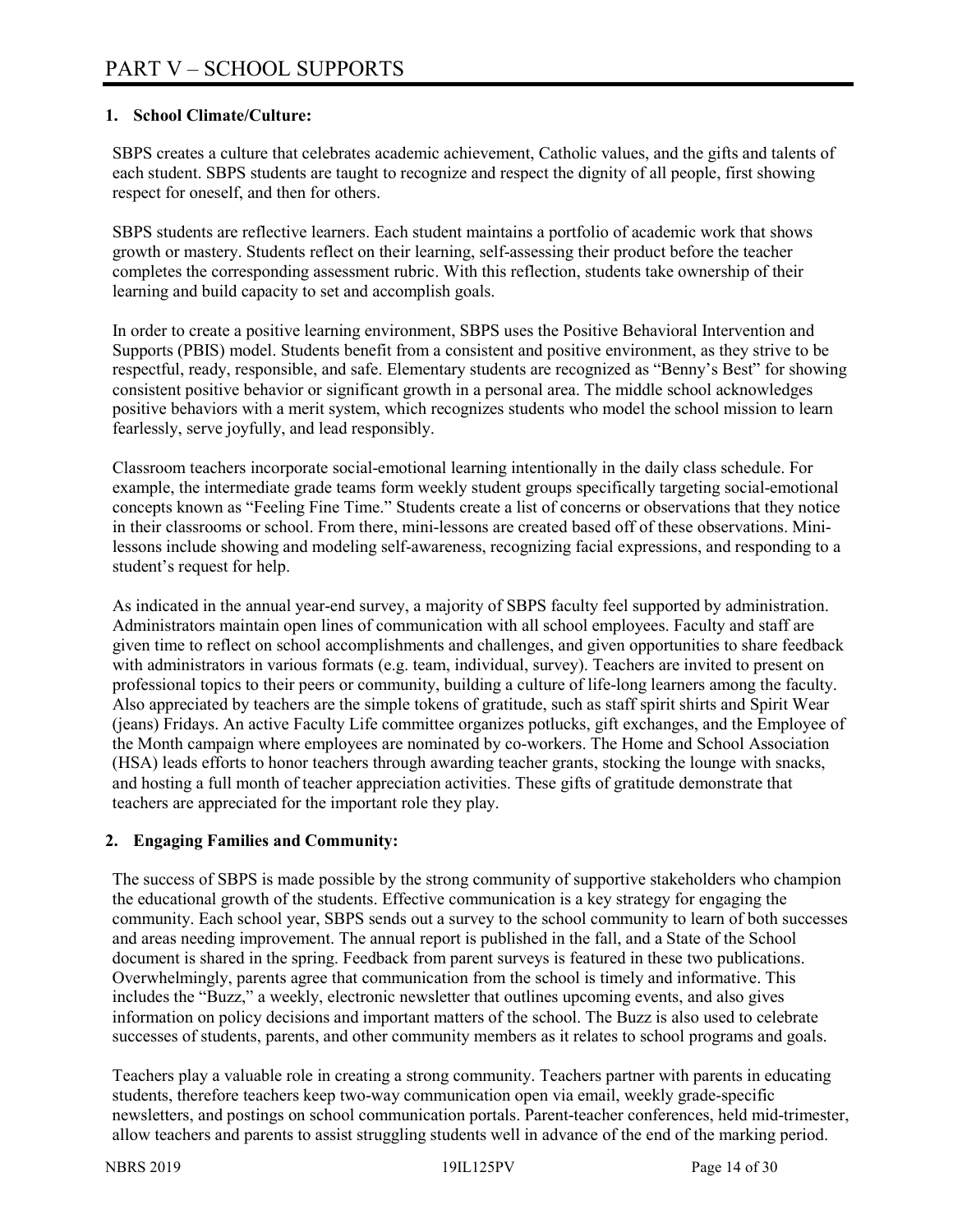# PART V – SCHOOL SUPPORTS

## 1. School Climate/Culture:

SBPS creates a culture that celebrates academic achievement, Catholic values, and the gifts and talents of each student. SBPS students are taught to recognize and respect the dignity of all people, first showing respect for oneself, and then for others.

SBPS students are reflective learners. Each student maintains a portfolio of academic work that shows growth or mastery. Students reflect on their learning, self-assessing their product before the teacher completes the corresponding assessment rubric. With this reflection, students take ownership of their learning and build capacity to set and accomplish goals.

In order to create a positive learning environment, SBPS uses the Positive Behavioral Intervention and Supports (PBIS) model. Students benefit from a consistent and positive environment, as they strive to be respectful, ready, responsible, and safe. Elementary students are recognized as "Benny's Best" for showing consistent positive behavior or significant growth in a personal area. The middle school acknowledges positive behaviors with a merit system, which recognizes students who model the school mission to learn fearlessly, serve joyfully, and lead responsibly.

Classroom teachers incorporate social-emotional learning intentionally in the daily class schedule. For example, the intermediate grade teams form weekly student groups specifically targeting social-emotional concepts known as "Feeling Fine Time." Students create a list of concerns or observations that they notice in their classrooms or school. From there, mini-lessons are created based off of these observations. Mini-lessons include showing and modeling self-awareness, recognizing facial expressions, and responding to a student's request for help.

As indicated in the annual year-end survey, a majority of SBPS faculty feel supported by administration. Administrators maintain open lines of communication with all school employees. Faculty and staff are given time to reflect on school accomplishments and challenges, and given opportunities to share feedback with administrators in various formats (e.g. team, individual, survey). Teachers are invited to present on professional topics to their peers or community, building a culture of life-long learners among the faculty. Also appreciated by teachers are the simple tokens of gratitude, such as staff spirit shirts and Spirit Wear (jeans) Fridays. An active Faculty Life committee organizes potlucks, gift exchanges, and the Employee of the Month campaign where employees are nominated by co-workers. The Home and School Association (HSA) leads efforts to honor teachers through awarding teacher grants, stocking the lounge with snacks, and hosting a full month of teacher appreciation activities. These gifts of gratitude demonstrate that teachers are appreciated for the important role they play.

## 2. Engaging Families and Community:

The success of SBPS is made possible by the strong community of supportive stakeholders who champion the educational growth of the students. Effective communication is a key strategy for engaging the community. Each school year, SBPS sends out a survey to the school community to learn of both successes and areas needing improvement. The annual report is published in the fall, and a State of the School document is shared in the spring. Feedback from parent surveys is featured in these two publications. Overwhelmingly, parents agree that communication from the school is timely and informative. This includes the "Buzz," a weekly, electronic newsletter that outlines upcoming events, and also gives information on policy decisions and important matters of the school. The Buzz is also used to celebrate successes of students, parents, and other community members as it relates to school programs and goals.

Teachers play a valuable role in creating a strong community. Teachers partner with parents in educating students, therefore teachers keep two-way communication open via email, weekly grade-specific newsletters, and postings on school communication portals. Parent-teacher conferences, held mid-trimester, allow teachers and parents to assist struggling students well in advance of the end of the marking period.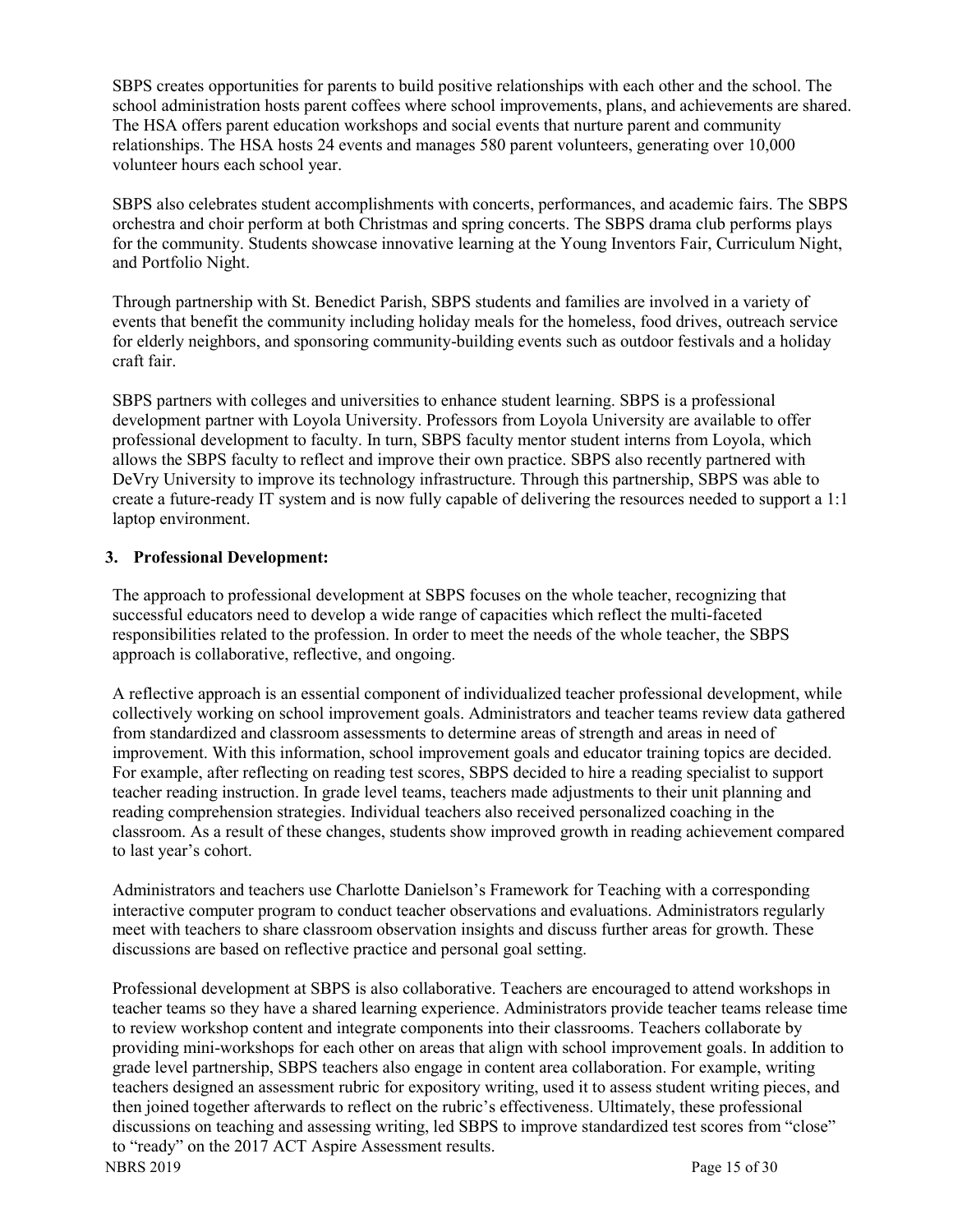SBPS creates opportunities for parents to build positive relationships with each other and the school. The school administration hosts parent coffees where school improvements, plans, and achievements are shared. The HSA offers parent education workshops and social events that nurture parent and community relationships. The HSA hosts 24 events and manages 580 parent volunteers, generating over 10,000 volunteer hours each school year.

SBPS also celebrates student accomplishments with concerts, performances, and academic fairs. The SBPS orchestra and choir perform at both Christmas and spring concerts. The SBPS drama club performs plays for the community. Students showcase innovative learning at the Young Inventors Fair, Curriculum Night, and Portfolio Night.

Through partnership with St. Benedict Parish, SBPS students and families are involved in a variety of events that benefit the community including holiday meals for the homeless, food drives, outreach service for elderly neighbors, and sponsoring community-building events such as outdoor festivals and a holiday craft fair.

SBPS partners with colleges and universities to enhance student learning. SBPS is a professional development partner with Loyola University. Professors from Loyola University are available to offer professional development to faculty. In turn, SBPS faculty mentor student interns from Loyola, which allows the SBPS faculty to reflect and improve their own practice. SBPS also recently partnered with DeVry University to improve its technology infrastructure. Through this partnership, SBPS was able to create a future-ready IT system and is now fully capable of delivering the resources needed to support a 1:1 laptop environment.

### 3. Professional Development:

The approach to professional development at SBPS focuses on the whole teacher, recognizing that successful educators need to develop a wide range of capacities which reflect the multi-faceted responsibilities related to the profession. In order to meet the needs of the whole teacher, the SBPS approach is collaborative, reflective, and ongoing.

A reflective approach is an essential component of individualized teacher professional development, while collectively working on school improvement goals. Administrators and teacher teams review data gathered from standardized and classroom assessments to determine areas of strength and areas in need of improvement. With this information, school improvement goals and educator training topics are decided. For example, after reflecting on reading test scores, SBPS decided to hire a reading specialist to support teacher reading instruction. In grade level teams, teachers made adjustments to their unit planning and reading comprehension strategies. Individual teachers also received personalized coaching in the classroom. As a result of these changes, students show improved growth in reading achievement compared to last year's cohort.

Administrators and teachers use Charlotte Danielson's Framework for Teaching with a corresponding interactive computer program to conduct teacher observations and evaluations. Administrators regularly meet with teachers to share classroom observation insights and discuss further areas for growth. These discussions are based on reflective practice and personal goal setting.

Professional development at SBPS is also collaborative. Teachers are encouraged to attend workshops in teacher teams so they have a shared learning experience. Administrators provide teacher teams release time to review workshop content and integrate components into their classrooms. Teachers collaborate by providing mini-workshops for each other on areas that align with school improvement goals. In addition to grade level partnership, SBPS teachers also engage in content area collaboration. For example, writing teachers designed an assessment rubric for expository writing, used it to assess student writing pieces, and then joined together afterwards to reflect on the rubric's effectiveness. Ultimately, these professional discussions on teaching and assessing writing, led SBPS to improve standardized test scores from "close" to "ready" on the 2017 ACT Aspire Assessment results.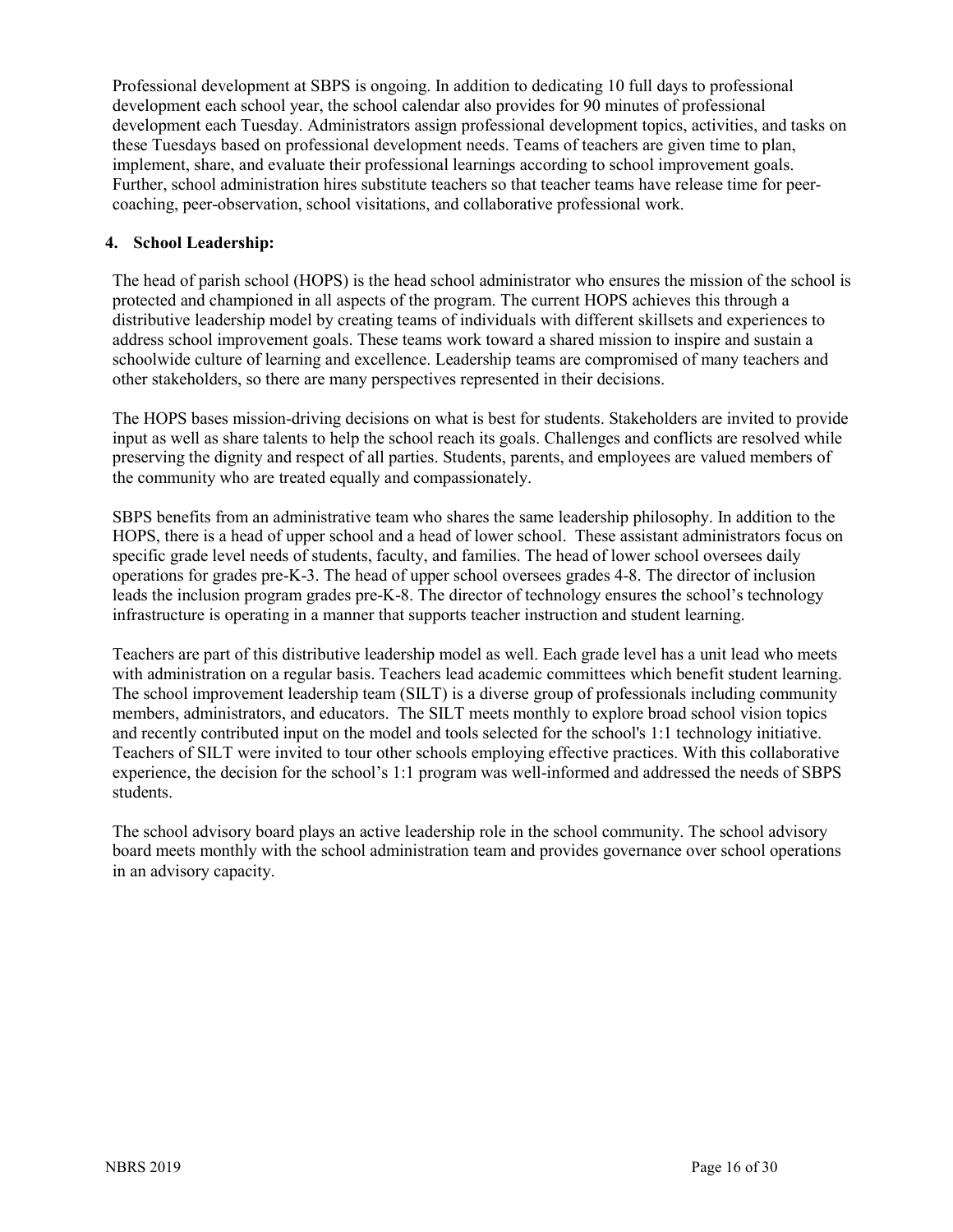Professional development at SBPS is ongoing. In addition to dedicating 10 full days to professional development each school year, the school calendar also provides for 90 minutes of professional development each Tuesday. Administrators assign professional development topics, activities, and tasks on these Tuesdays based on professional development needs. Teams of teachers are given time to plan, implement, share, and evaluate their professional learnings according to school improvement goals. Further, school administration hires substitute teachers so that teacher teams have release time for peer-coaching, peer-observation, school visitations, and collaborative professional work.

**4. School Leadership:**

The head of parish school (HOPS) is the head school administrator who ensures the mission of the school is protected and championed in all aspects of the program. The current HOPS achieves this through a distributive leadership model by creating teams of individuals with different skillsets and experiences to address school improvement goals. These teams work toward a shared mission to inspire and sustain a schoolwide culture of learning and excellence. Leadership teams are compromised of many teachers and other stakeholders, so there are many perspectives represented in their decisions.

The HOPS bases mission-driving decisions on what is best for students. Stakeholders are invited to provide input as well as share talents to help the school reach its goals. Challenges and conflicts are resolved while preserving the dignity and respect of all parties. Students, parents, and employees are valued members of the community who are treated equally and compassionately.

SBPS benefits from an administrative team who shares the same leadership philosophy. In addition to the HOPS, there is a head of upper school and a head of lower school. These assistant administrators focus on specific grade level needs of students, faculty, and families. The head of lower school oversees daily operations for grades pre-K-3. The head of upper school oversees grades 4-8. The director of inclusion leads the inclusion program grades pre-K-8. The director of technology ensures the school's technology infrastructure is operating in a manner that supports teacher instruction and student learning.

Teachers are part of this distributive leadership model as well. Each grade level has a unit lead who meets with administration on a regular basis. Teachers lead academic committees which benefit student learning. The school improvement leadership team (SILT) is a diverse group of professionals including community members, administrators, and educators. The SILT meets monthly to explore broad school vision topics and recently contributed input on the model and tools selected for the school's 1:1 technology initiative. Teachers of SILT were invited to tour other schools employing effective practices. With this collaborative experience, the decision for the school's 1:1 program was well-informed and addressed the needs of SBPS students.

The school advisory board plays an active leadership role in the school community. The school advisory board meets monthly with the school administration team and provides governance over school operations in an advisory capacity.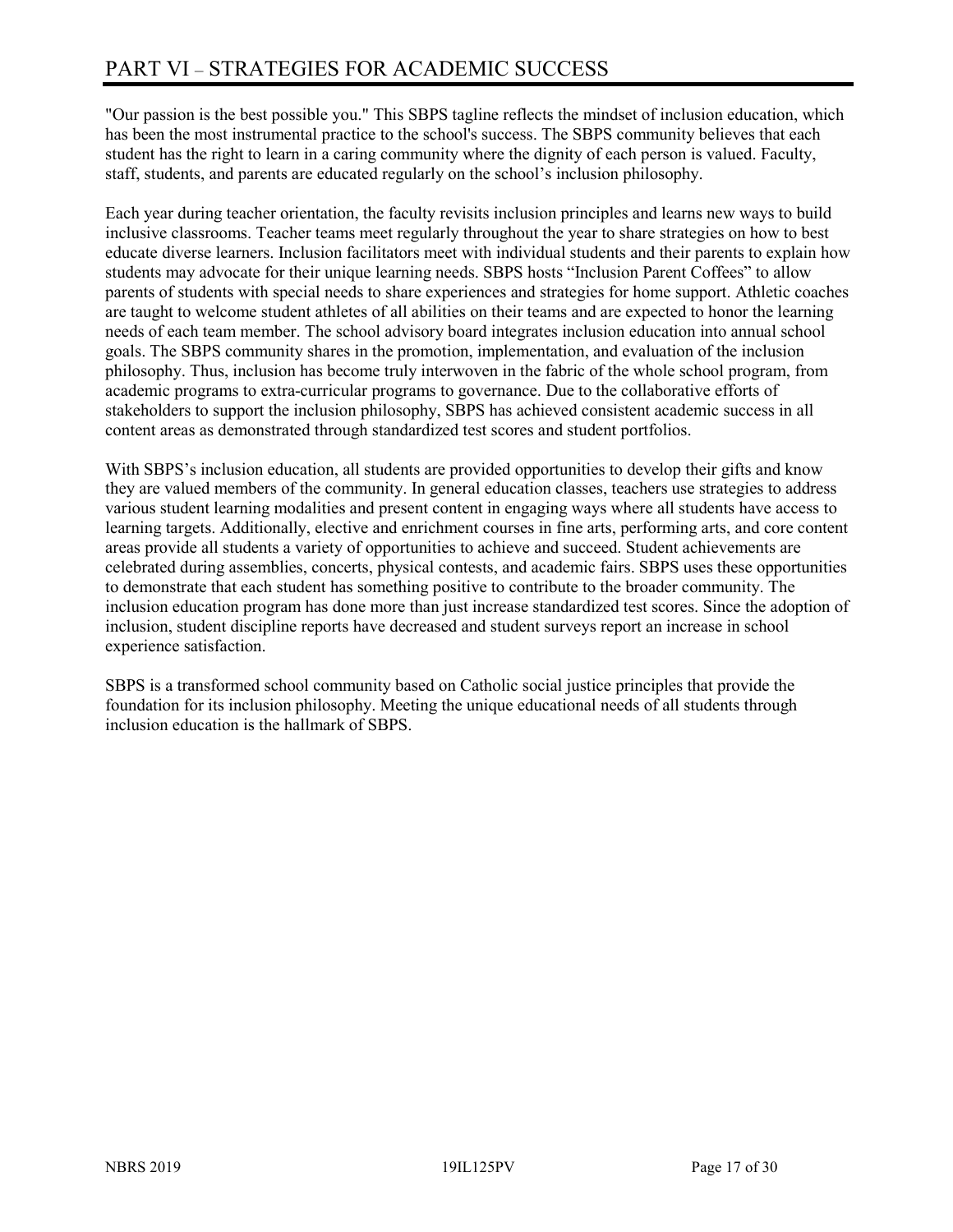# PART VI – STRATEGIES FOR ACADEMIC SUCCESS

"Our passion is the best possible you." This SBPS tagline reflects the mindset of inclusion education, which has been the most instrumental practice to the school's success. The SBPS community believes that each student has the right to learn in a caring community where the dignity of each person is valued. Faculty, staff, students, and parents are educated regularly on the school's inclusion philosophy.

Each year during teacher orientation, the faculty revisits inclusion principles and learns new ways to build inclusive classrooms. Teacher teams meet regularly throughout the year to share strategies on how to best educate diverse learners. Inclusion facilitators meet with individual students and their parents to explain how students may advocate for their unique learning needs. SBPS hosts "Inclusion Parent Coffees" to allow parents of students with special needs to share experiences and strategies for home support. Athletic coaches are taught to welcome student athletes of all abilities on their teams and are expected to honor the learning needs of each team member. The school advisory board integrates inclusion education into annual school goals. The SBPS community shares in the promotion, implementation, and evaluation of the inclusion philosophy. Thus, inclusion has become truly interwoven in the fabric of the whole school program, from academic programs to extra-curricular programs to governance. Due to the collaborative efforts of stakeholders to support the inclusion philosophy, SBPS has achieved consistent academic success in all content areas as demonstrated through standardized test scores and student portfolios.

With SBPS's inclusion education, all students are provided opportunities to develop their gifts and know they are valued members of the community. In general education classes, teachers use strategies to address various student learning modalities and present content in engaging ways where all students have access to learning targets. Additionally, elective and enrichment courses in fine arts, performing arts, and core content areas provide all students a variety of opportunities to achieve and succeed. Student achievements are celebrated during assemblies, concerts, physical contests, and academic fairs. SBPS uses these opportunities to demonstrate that each student has something positive to contribute to the broader community. The inclusion education program has done more than just increase standardized test scores. Since the adoption of inclusion, student discipline reports have decreased and student surveys report an increase in school experience satisfaction.

SBPS is a transformed school community based on Catholic social justice principles that provide the foundation for its inclusion philosophy. Meeting the unique educational needs of all students through inclusion education is the hallmark of SBPS.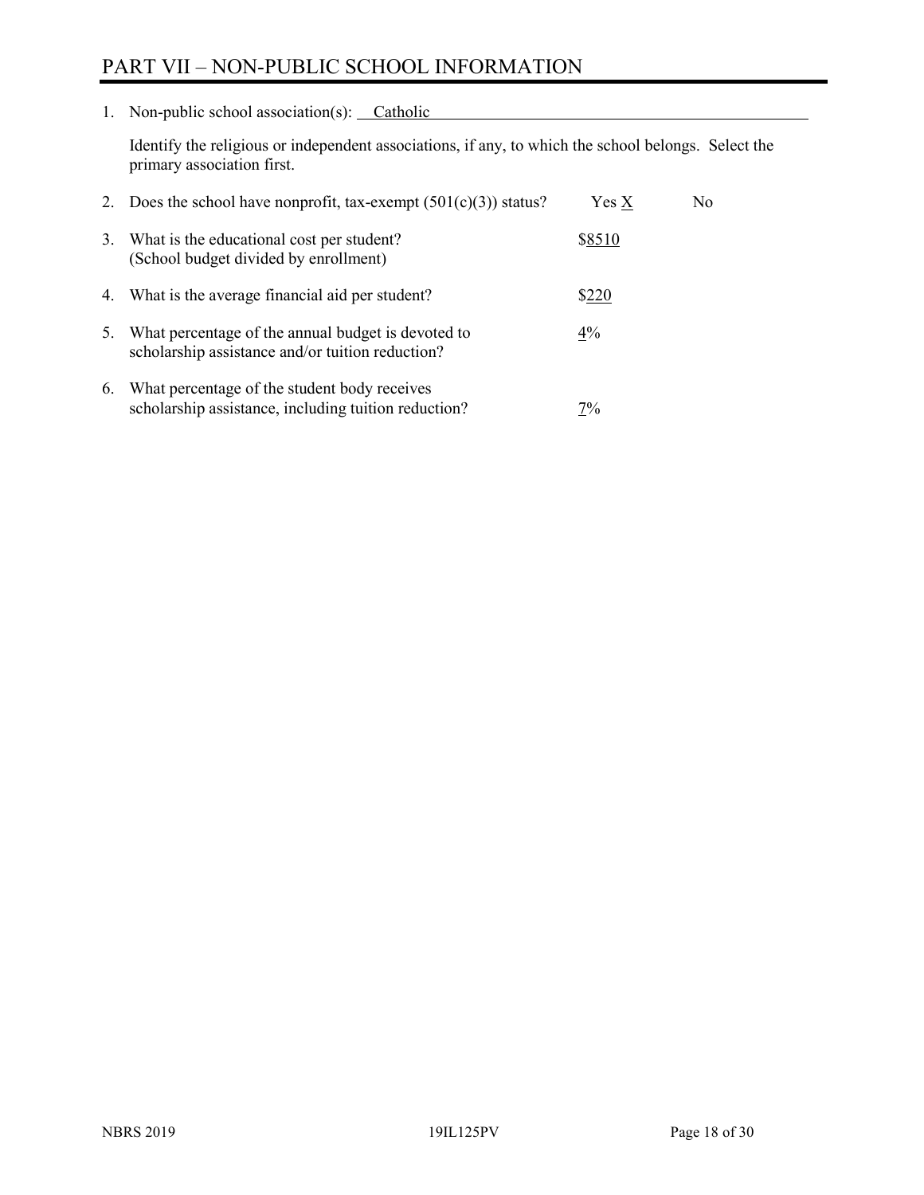# PART VII – NON-PUBLIC SCHOOL INFORMATION

1. Non-public school association(s): Catholic

   Identify the religious or independent associations, if any, to which the school belongs. Select the primary association first.

2. Does the school have nonprofit, tax-exempt (501(c)(3)) status? Yes X No

3. What is the educational cost per student? (School budget divided by enrollment) $8510

4. What is the average financial aid per student? $220

5. What percentage of the annual budget is devoted to scholarship assistance and/or tuition reduction? 4%

6. What percentage of the student body receives scholarship assistance, including tuition reduction? 7%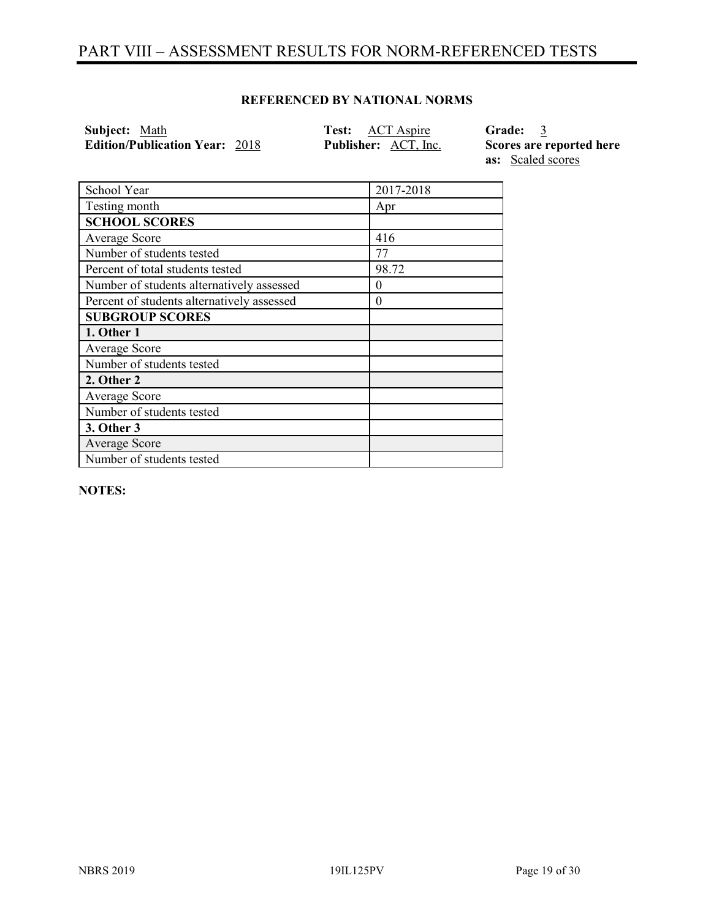# PART VIII – ASSESSMENT RESULTS FOR NORM-REFERENCED TESTS

**REFERENCED BY NATIONAL NORMS**

**Subject:** Math
**Edition/Publication Year:** 2018
**Test:** ACT Aspire
**Publisher:** ACT, Inc.
**Grade:** 3
**Scores are reported here as:** Scaled scores

| School Year | 2017-2018 |
|---|---|
| Testing month | Apr |
| **SCHOOL SCORES** | |
| Average Score | 416 |
| Number of students tested | 77 |
| Percent of total students tested | 98.72 |
| Number of students alternatively assessed | 0 |
| Percent of students alternatively assessed | 0 |
| **SUBGROUP SCORES** | |
| **1. Other 1** | |
| Average Score | |
| Number of students tested | |
| **2. Other 2** | |
| Average Score | |
| Number of students tested | |
| **3. Other 3** | |
| Average Score | |
| Number of students tested | |

**NOTES:**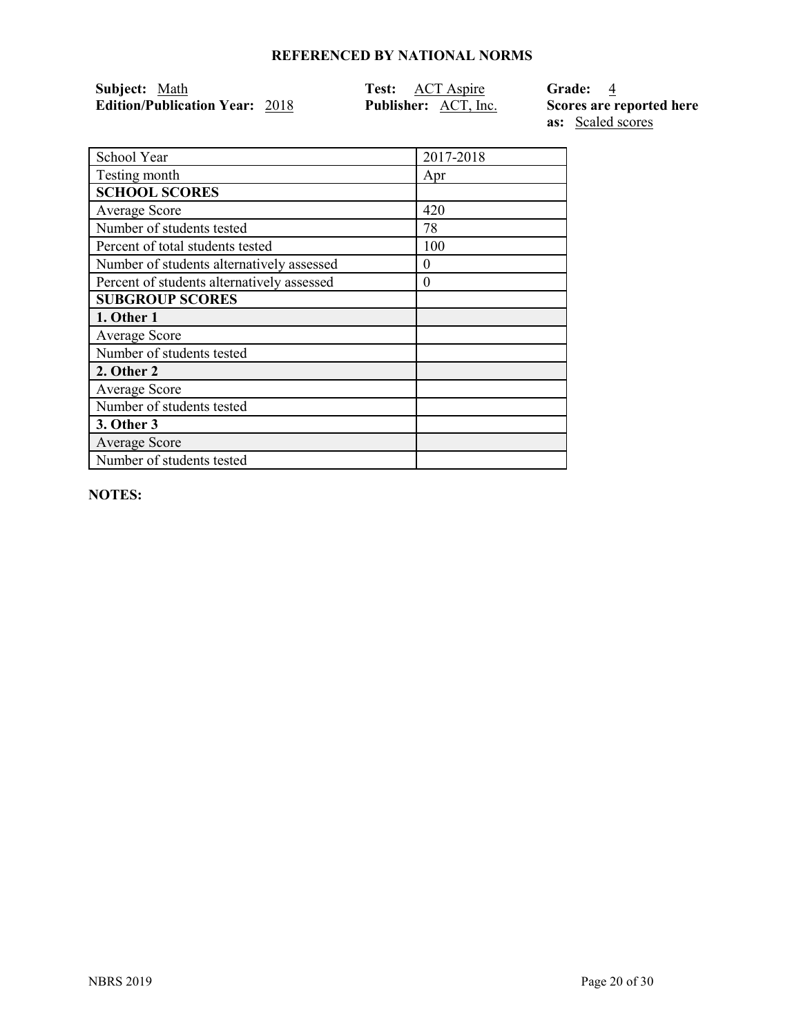**REFERENCED BY NATIONAL NORMS**

**Subject:** Math
**Edition/Publication Year:** 2018
**Test:** ACT Aspire
**Publisher:** ACT, Inc.
**Grade:** 4
**Scores are reported here as:** Scaled scores

| School Year | 2017-2018 |
|---|---|
| Testing month | Apr |
| **SCHOOL SCORES** | |
| Average Score | 420 |
| Number of students tested | 78 |
| Percent of total students tested | 100 |
| Number of students alternatively assessed | 0 |
| Percent of students alternatively assessed | 0 |
| **SUBGROUP SCORES** | |
| **1. Other 1** | |
| Average Score | |
| Number of students tested | |
| **2. Other 2** | |
| Average Score | |
| Number of students tested | |
| **3. Other 3** | |
| Average Score | |
| Number of students tested | |

**NOTES:**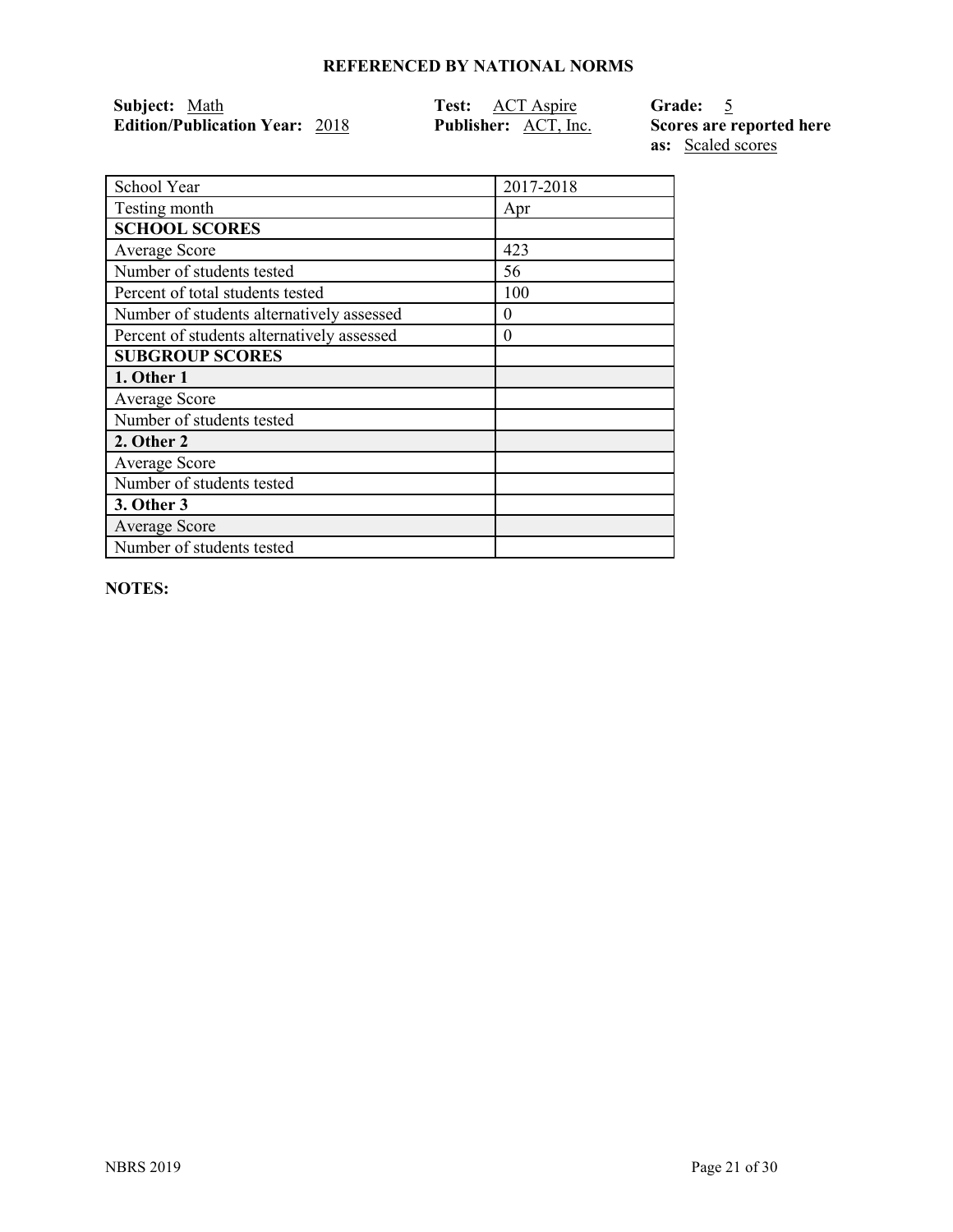## REFERENCED BY NATIONAL NORMS

**Subject:** Math
**Edition/Publication Year:** 2018

**Test:** ACT Aspire
**Publisher:** ACT, Inc.

**Grade:** 5
**Scores are reported here as:** Scaled scores

| School Year | 2017-2018 |
| --- | --- |
| Testing month | Apr |
| **SCHOOL SCORES** | |
| Average Score | 423 |
| Number of students tested | 56 |
| Percent of total students tested | 100 |
| Number of students alternatively assessed | 0 |
| Percent of students alternatively assessed | 0 |
| **SUBGROUP SCORES** | |
| **1. Other 1** | |
| Average Score | |
| Number of students tested | |
| **2. Other 2** | |
| Average Score | |
| Number of students tested | |
| **3. Other 3** | |
| Average Score | |
| Number of students tested | |

**NOTES:**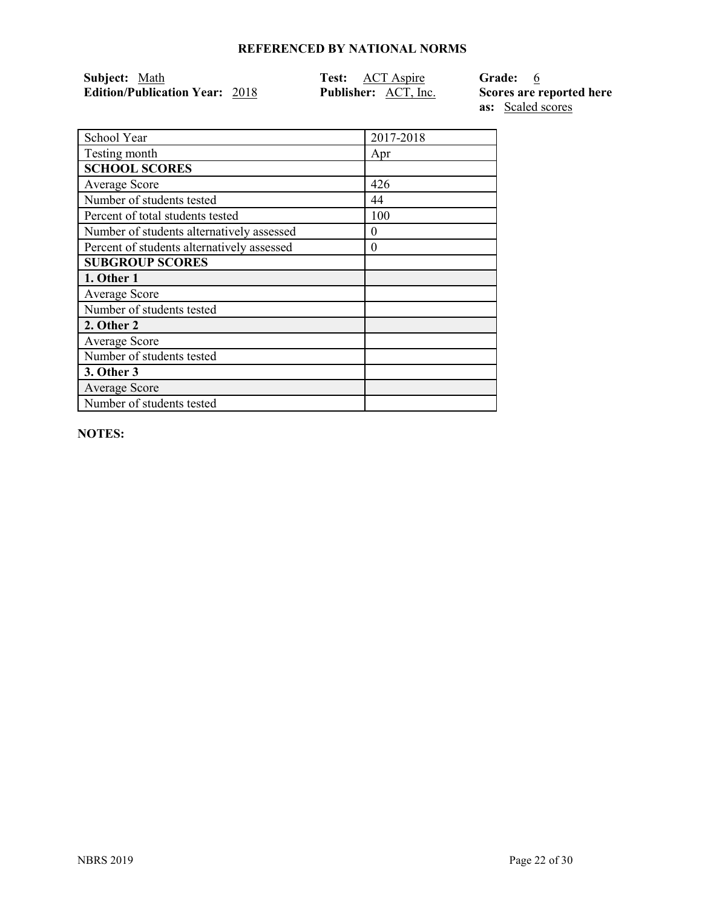## REFERENCED BY NATIONAL NORMS

**Subject:** Math
**Edition/Publication Year:** 2018

**Test:** ACT Aspire
**Publisher:** ACT, Inc.

**Grade:** 6
**Scores are reported here as:** Scaled scores

| School Year | 2017-2018 |
|---|---|
| Testing month | Apr |
| **SCHOOL SCORES** | |
| Average Score | 426 |
| Number of students tested | 44 |
| Percent of total students tested | 100 |
| Number of students alternatively assessed | 0 |
| Percent of students alternatively assessed | 0 |
| **SUBGROUP SCORES** | |
| **1. Other 1** | |
| Average Score | |
| Number of students tested | |
| **2. Other 2** | |
| Average Score | |
| Number of students tested | |
| **3. Other 3** | |
| Average Score | |
| Number of students tested | |

**NOTES:**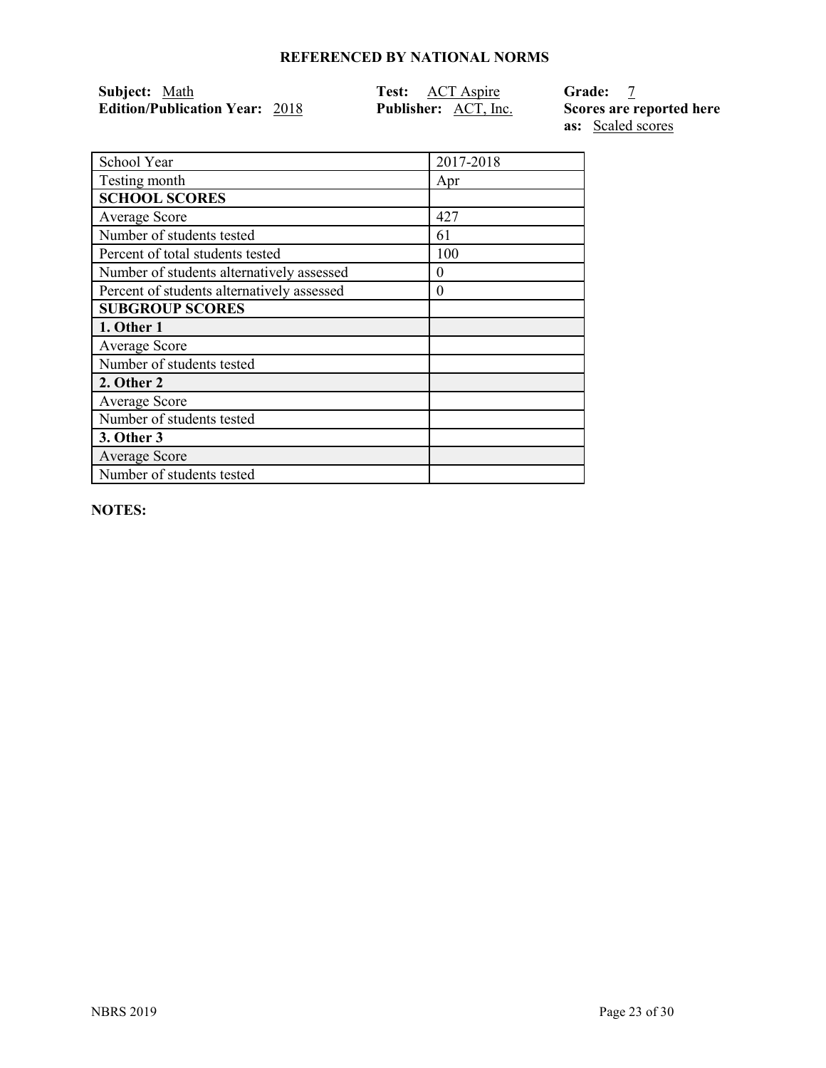## REFERENCED BY NATIONAL NORMS

**Subject:** Math
**Edition/Publication Year:** 2018
**Test:** ACT Aspire
**Publisher:** ACT, Inc.
**Grade:** 7
**Scores are reported here as:** Scaled scores

| School Year | 2017-2018 |
|---|---|
| Testing month | Apr |
| **SCHOOL SCORES** | |
| Average Score | 427 |
| Number of students tested | 61 |
| Percent of total students tested | 100 |
| Number of students alternatively assessed | 0 |
| Percent of students alternatively assessed | 0 |
| **SUBGROUP SCORES** | |
| **1. Other 1** | |
| Average Score | |
| Number of students tested | |
| **2. Other 2** | |
| Average Score | |
| Number of students tested | |
| **3. Other 3** | |
| Average Score | |
| Number of students tested | |

**NOTES:**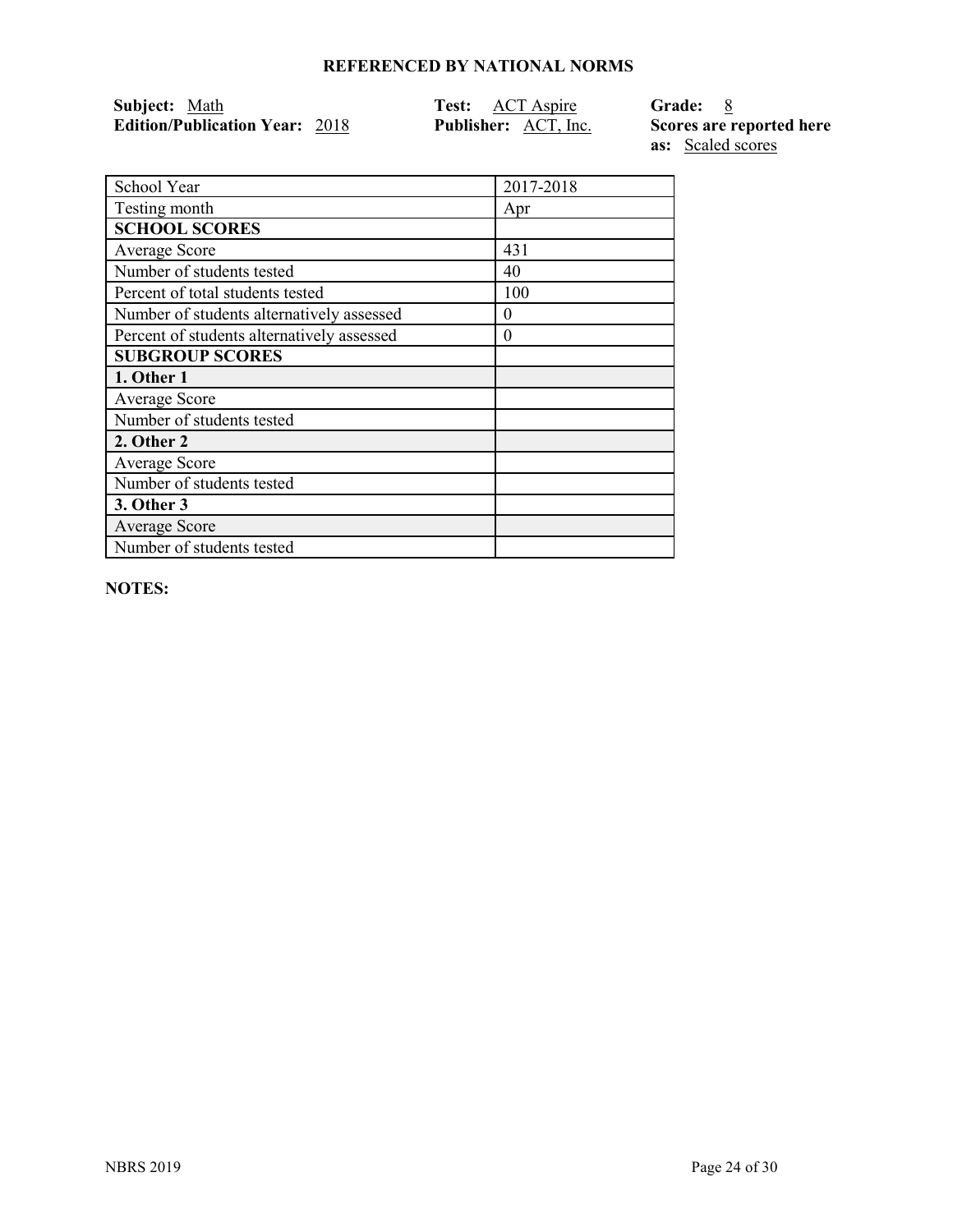### REFERENCED BY NATIONAL NORMS

**Subject:** Math
**Edition/Publication Year:** 2018
**Test:** ACT Aspire
**Publisher:** ACT, Inc.
**Grade:** 8
**Scores are reported here as:** Scaled scores

| School Year | 2017-2018 |
|---|---|
| Testing month | Apr |
| **SCHOOL SCORES** | |
| Average Score | 431 |
| Number of students tested | 40 |
| Percent of total students tested | 100 |
| Number of students alternatively assessed | 0 |
| Percent of students alternatively assessed | 0 |
| **SUBGROUP SCORES** | |
| **1. Other 1** | |
| Average Score | |
| Number of students tested | |
| **2. Other 2** | |
| Average Score | |
| Number of students tested | |
| **3. Other 3** | |
| Average Score | |
| Number of students tested | |

**NOTES:**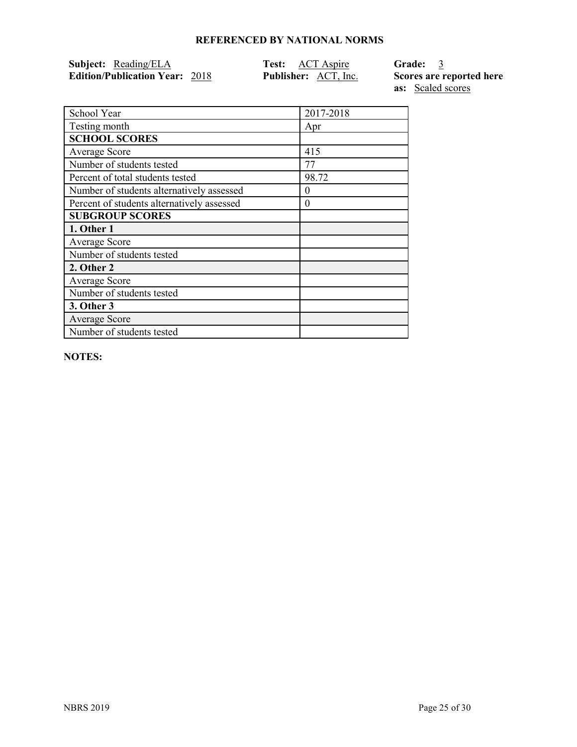## REFERENCED BY NATIONAL NORMS

**Subject:** Reading/ELA
**Edition/Publication Year:** 2018
**Test:** ACT Aspire
**Publisher:** ACT, Inc.
**Grade:** 3
**Scores are reported here as:** Scaled scores

| School Year | 2017-2018 |
|---|---|
| Testing month | Apr |
| **SCHOOL SCORES** | |
| Average Score | 415 |
| Number of students tested | 77 |
| Percent of total students tested | 98.72 |
| Number of students alternatively assessed | 0 |
| Percent of students alternatively assessed | 0 |
| **SUBGROUP SCORES** | |
| **1. Other 1** | |
| Average Score | |
| Number of students tested | |
| **2. Other 2** | |
| Average Score | |
| Number of students tested | |
| **3. Other 3** | |
| Average Score | |
| Number of students tested | |

**NOTES:**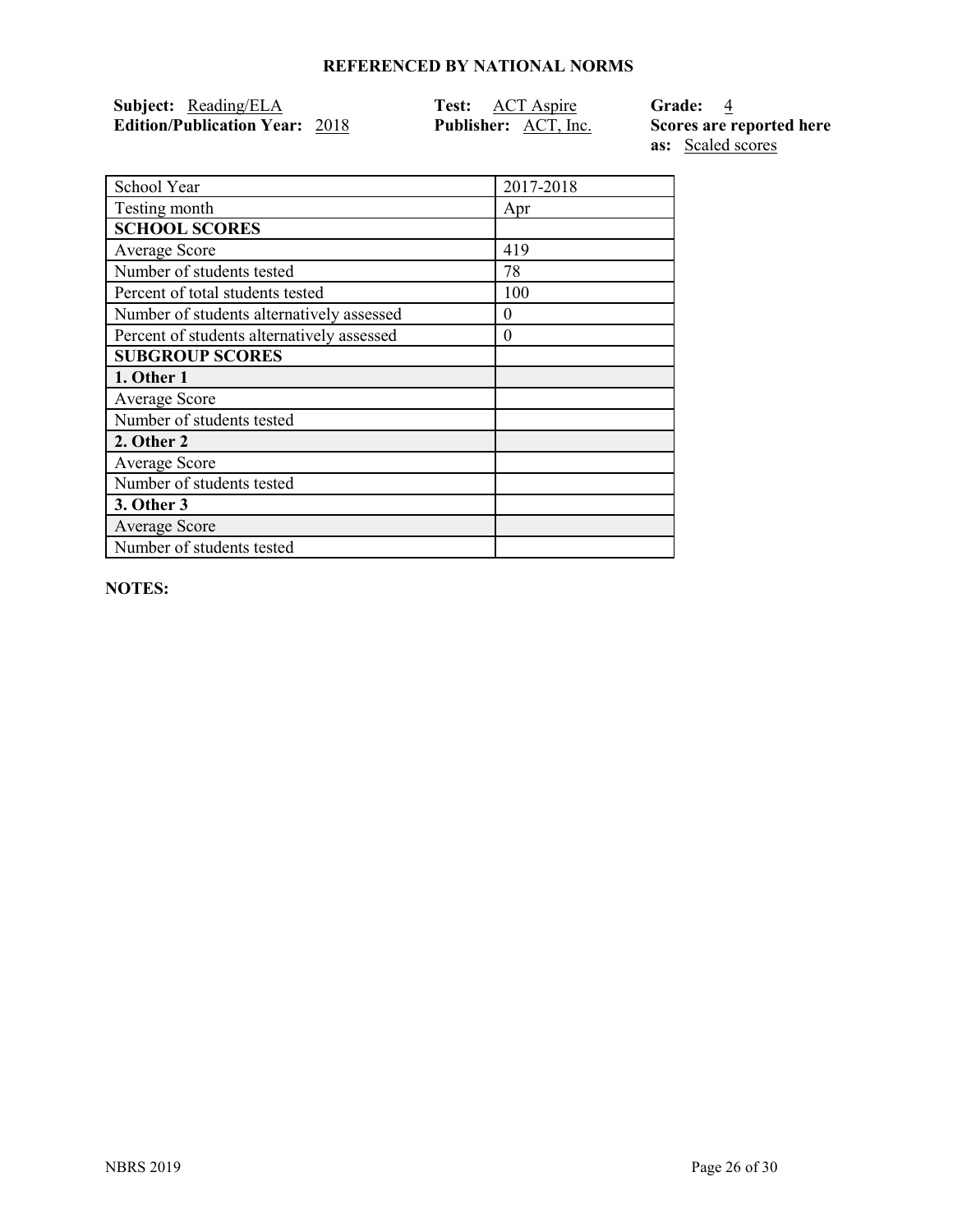## REFERENCED BY NATIONAL NORMS

**Subject:** Reading/ELA
**Edition/Publication Year:** 2018
**Test:** ACT Aspire
**Publisher:** ACT, Inc.
**Grade:** 4
**Scores are reported here as:** Scaled scores

| School Year | 2017-2018 |
| --- | --- |
| Testing month | Apr |
| **SCHOOL SCORES** | |
| Average Score | 419 |
| Number of students tested | 78 |
| Percent of total students tested | 100 |
| Number of students alternatively assessed | 0 |
| Percent of students alternatively assessed | 0 |
| **SUBGROUP SCORES** | |
| **1. Other 1** | |
| Average Score | |
| Number of students tested | |
| **2. Other 2** | |
| Average Score | |
| Number of students tested | |
| **3. Other 3** | |
| Average Score | |
| Number of students tested | |

**NOTES:**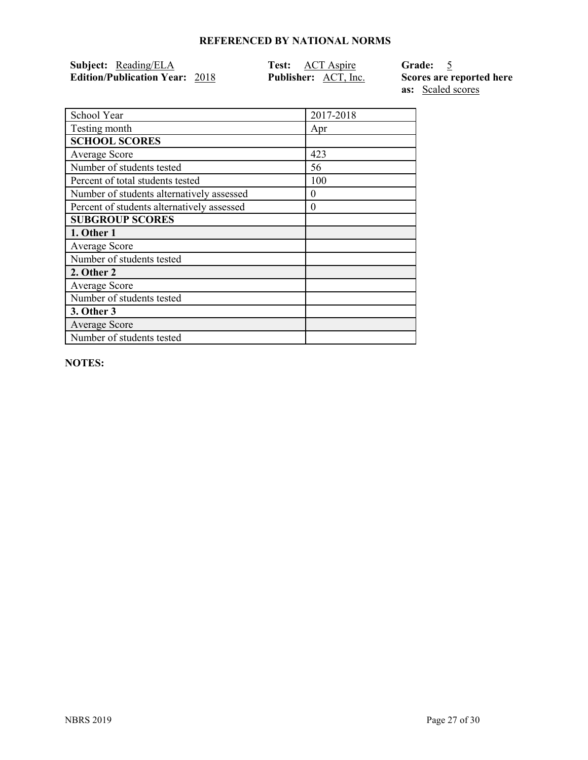## REFERENCED BY NATIONAL NORMS

**Subject:** Reading/ELA
**Edition/Publication Year:** 2018
**Test:** ACT Aspire
**Publisher:** ACT, Inc.
**Grade:** 5
**Scores are reported here as:** Scaled scores

| School Year | 2017-2018 |
|---|---|
| Testing month | Apr |
| **SCHOOL SCORES** | |
| Average Score | 423 |
| Number of students tested | 56 |
| Percent of total students tested | 100 |
| Number of students alternatively assessed | 0 |
| Percent of students alternatively assessed | 0 |
| **SUBGROUP SCORES** | |
| **1. Other 1** | |
| Average Score | |
| Number of students tested | |
| **2. Other 2** | |
| Average Score | |
| Number of students tested | |
| **3. Other 3** | |
| Average Score | |
| Number of students tested | |

**NOTES:**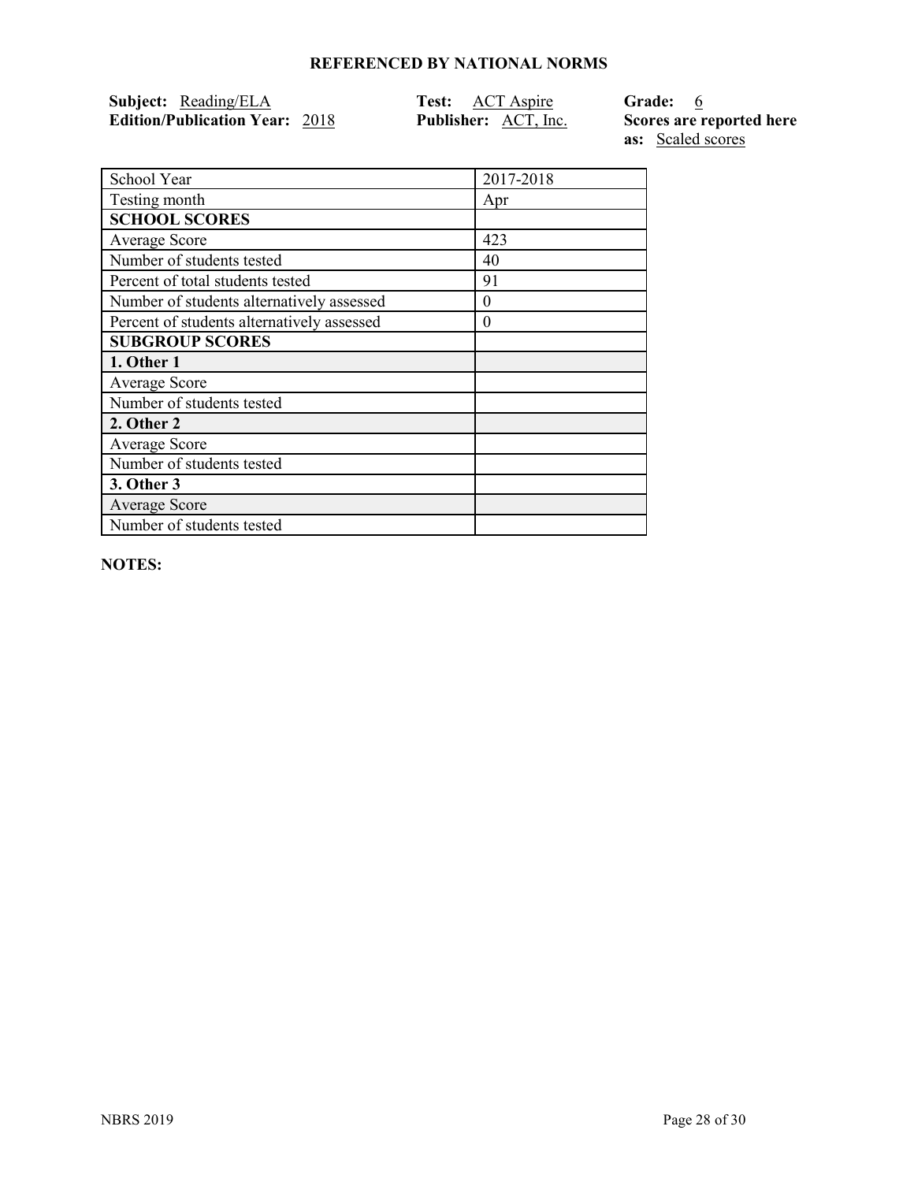## REFERENCED BY NATIONAL NORMS

**Subject:** Reading/ELA
**Edition/Publication Year:** 2018
**Test:** ACT Aspire
**Publisher:** ACT, Inc.
**Grade:** 6
**Scores are reported here as:** Scaled scores

| School Year | 2017-2018 |
|---|---|
| Testing month | Apr |
| **SCHOOL SCORES** | |
| Average Score | 423 |
| Number of students tested | 40 |
| Percent of total students tested | 91 |
| Number of students alternatively assessed | 0 |
| Percent of students alternatively assessed | 0 |
| **SUBGROUP SCORES** | |
| **1. Other 1** | |
| Average Score | |
| Number of students tested | |
| **2. Other 2** | |
| Average Score | |
| Number of students tested | |
| **3. Other 3** | |
| Average Score | |
| Number of students tested | |

**NOTES:**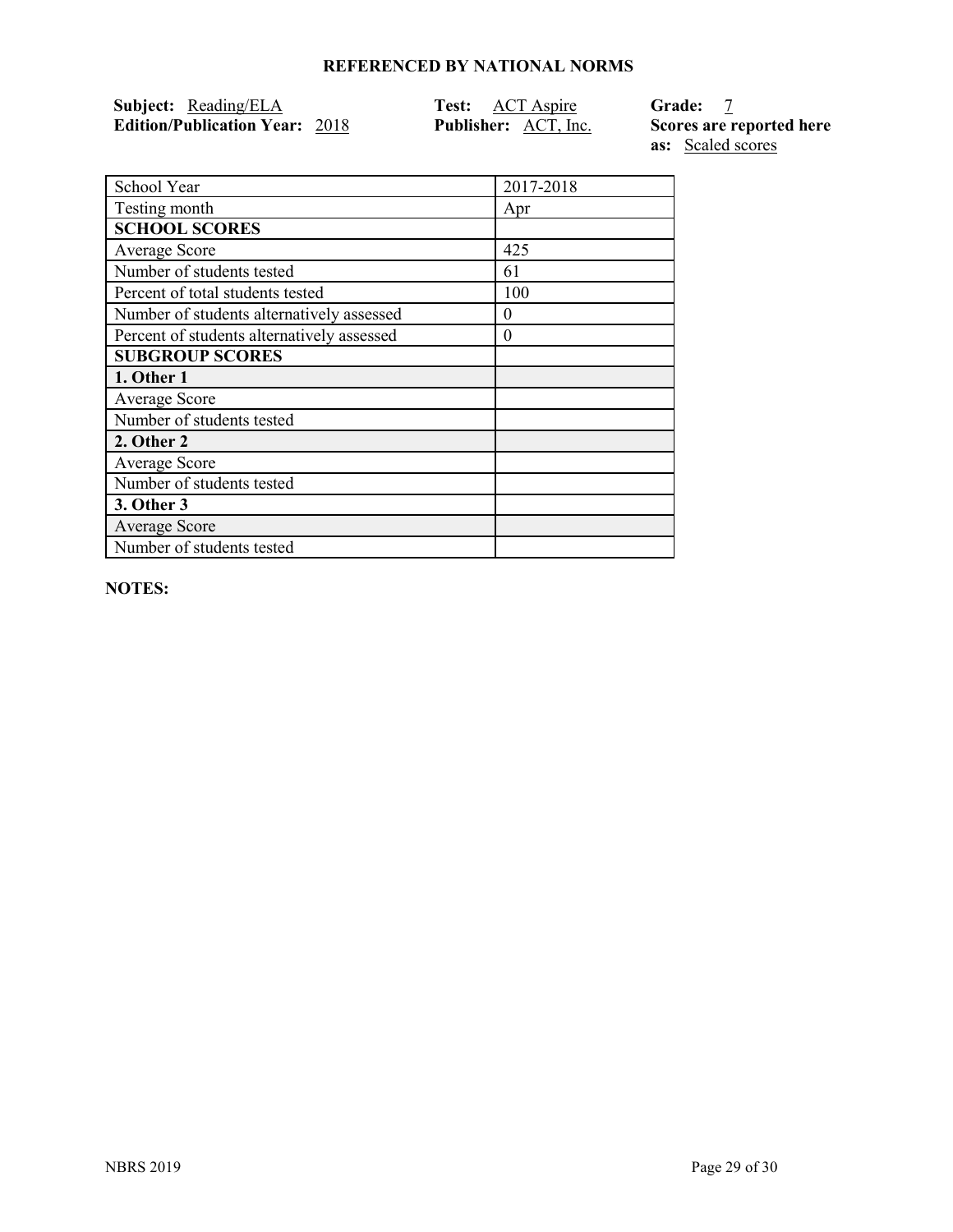## REFERENCED BY NATIONAL NORMS

**Subject:** Reading/ELA
**Edition/Publication Year:** 2018
**Test:** ACT Aspire
**Publisher:** ACT, Inc.
**Grade:** 7
**Scores are reported here as:** Scaled scores

| School Year | 2017-2018 |
|---|---|
| Testing month | Apr |
| **SCHOOL SCORES** | |
| Average Score | 425 |
| Number of students tested | 61 |
| Percent of total students tested | 100 |
| Number of students alternatively assessed | 0 |
| Percent of students alternatively assessed | 0 |
| **SUBGROUP SCORES** | |
| **1. Other 1** | |
| Average Score | |
| Number of students tested | |
| **2. Other 2** | |
| Average Score | |
| Number of students tested | |
| **3. Other 3** | |
| Average Score | |
| Number of students tested | |

**NOTES:**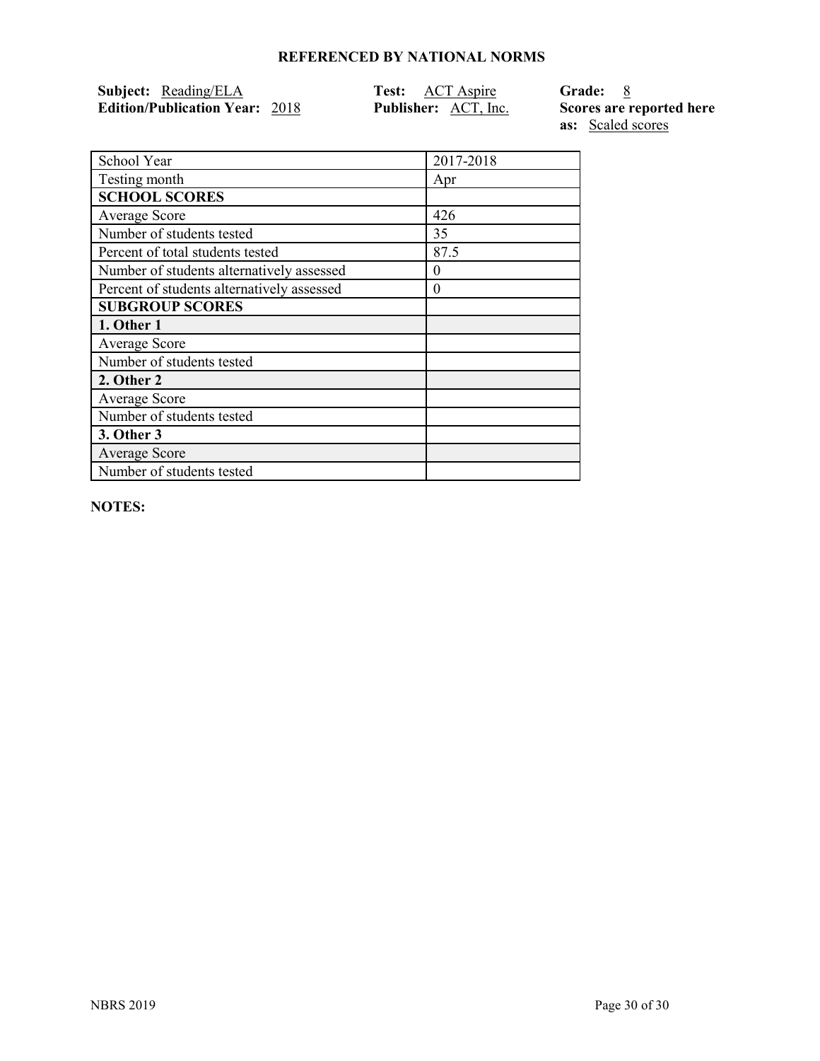### REFERENCED BY NATIONAL NORMS

**Subject:** Reading/ELA
**Edition/Publication Year:** 2018
**Test:** ACT Aspire
**Publisher:** ACT, Inc.
**Grade:** 8
**Scores are reported here as:** Scaled scores

| | |
|---|---|
| School Year | 2017-2018 |
| Testing month | Apr |
| **SCHOOL SCORES** | |
| Average Score | 426 |
| Number of students tested | 35 |
| Percent of total students tested | 87.5 |
| Number of students alternatively assessed | 0 |
| Percent of students alternatively assessed | 0 |
| **SUBGROUP SCORES** | |
| **1. Other 1** | |
| Average Score | |
| Number of students tested | |
| **2. Other 2** | |
| Average Score | |
| Number of students tested | |
| **3. Other 3** | |
| Average Score | |
| Number of students tested | |

**NOTES:**